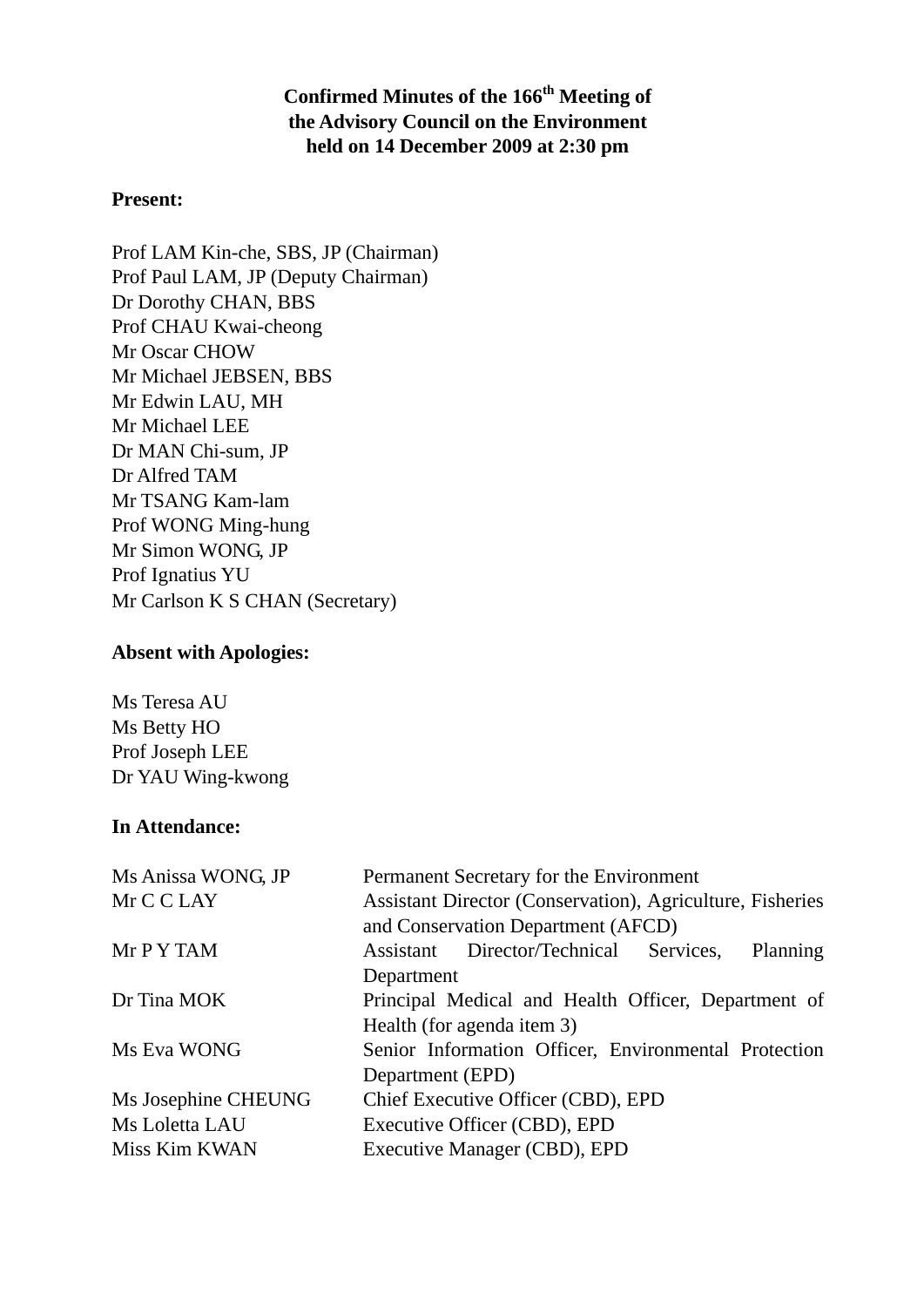**Confirmed Minutes of the 166th Meeting of the Advisory Council on the Environment held on 14 December 2009 at 2:30 pm**

**Present:**

Prof LAM Kin-che, SBS, JP (Chairman)
Prof Paul LAM, JP (Deputy Chairman)
Dr Dorothy CHAN, BBS
Prof CHAU Kwai-cheong
Mr Oscar CHOW
Mr Michael JEBSEN, BBS
Mr Edwin LAU, MH
Mr Michael LEE
Dr MAN Chi-sum, JP
Dr Alfred TAM
Mr TSANG Kam-lam
Prof WONG Ming-hung
Mr Simon WONG, JP
Prof Ignatius YU
Mr Carlson K S CHAN (Secretary)

**Absent with Apologies:**

Ms Teresa AU
Ms Betty HO
Prof Joseph LEE
Dr YAU Wing-kwong

**In Attendance:**

| | |
|---|---|
| Ms Anissa WONG, JP | Permanent Secretary for the Environment |
| Mr C C LAY | Assistant Director (Conservation), Agriculture, Fisheries and Conservation Department (AFCD) |
| Mr P Y TAM | Assistant Director/Technical Services, Planning Department |
| Dr Tina MOK | Principal Medical and Health Officer, Department of Health (for agenda item 3) |
| Ms Eva WONG | Senior Information Officer, Environmental Protection Department (EPD) |
| Ms Josephine CHEUNG | Chief Executive Officer (CBD), EPD |
| Ms Loletta LAU | Executive Officer (CBD), EPD |
| Miss Kim KWAN | Executive Manager (CBD), EPD |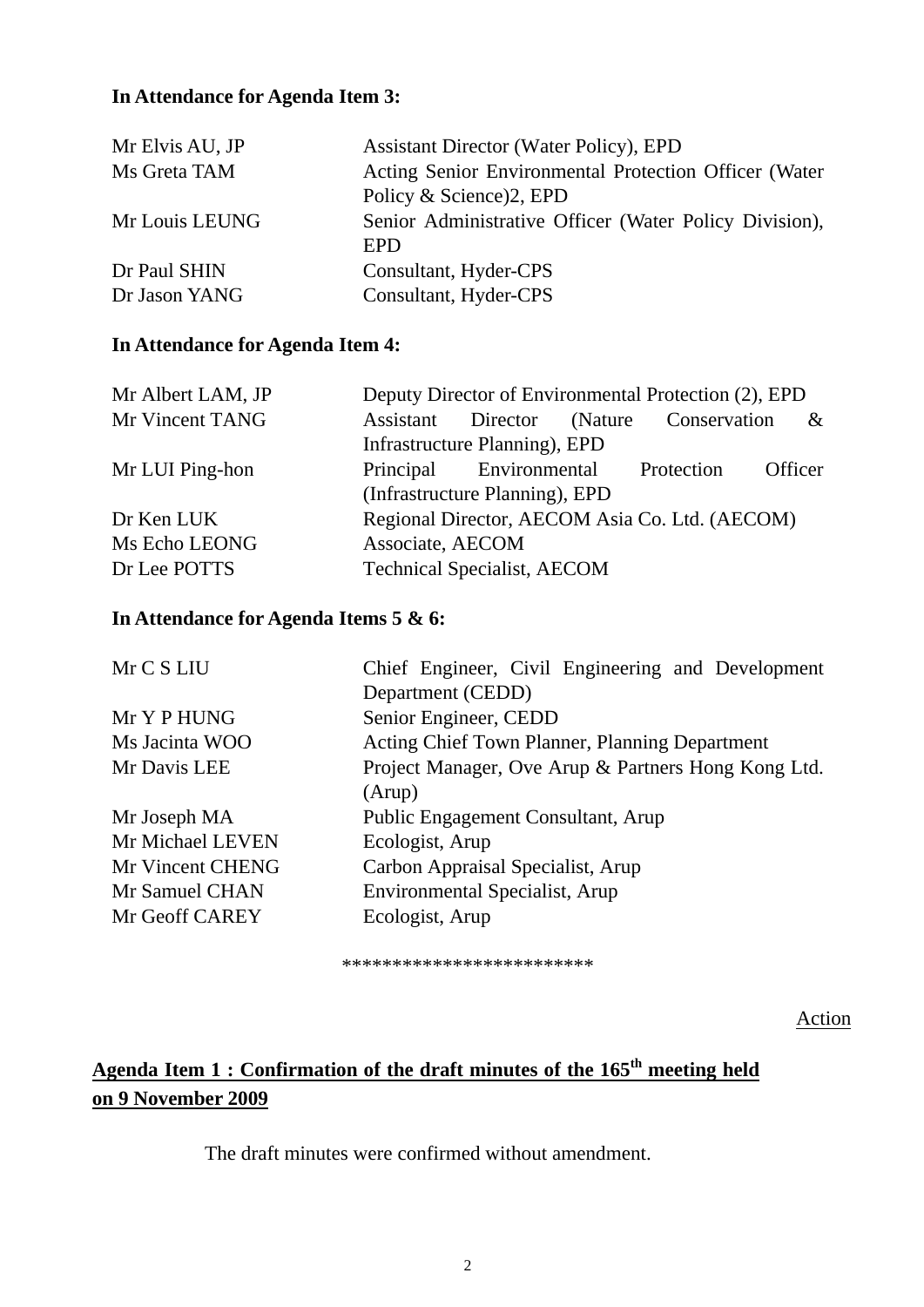**In Attendance for Agenda Item 3:**

| | |
|---|---|
| Mr Elvis AU, JP | Assistant Director (Water Policy), EPD |
| Ms Greta TAM | Acting Senior Environmental Protection Officer (Water Policy & Science)2, EPD |
| Mr Louis LEUNG | Senior Administrative Officer (Water Policy Division), EPD |
| Dr Paul SHIN | Consultant, Hyder-CPS |
| Dr Jason YANG | Consultant, Hyder-CPS |

**In Attendance for Agenda Item 4:**

| | |
|---|---|
| Mr Albert LAM, JP | Deputy Director of Environmental Protection (2), EPD |
| Mr Vincent TANG | Assistant Director (Nature Conservation & Infrastructure Planning), EPD |
| Mr LUI Ping-hon | Principal Environmental Protection Officer (Infrastructure Planning), EPD |
| Dr Ken LUK | Regional Director, AECOM Asia Co. Ltd. (AECOM) |
| Ms Echo LEONG | Associate, AECOM |
| Dr Lee POTTS | Technical Specialist, AECOM |

**In Attendance for Agenda Items 5 & 6:**

| | |
|---|---|
| Mr C S LIU | Chief Engineer, Civil Engineering and Development Department (CEDD) |
| Mr Y P HUNG | Senior Engineer, CEDD |
| Ms Jacinta WOO | Acting Chief Town Planner, Planning Department |
| Mr Davis LEE | Project Manager, Ove Arup & Partners Hong Kong Ltd. (Arup) |
| Mr Joseph MA | Public Engagement Consultant, Arup |
| Mr Michael LEVEN | Ecologist, Arup |
| Mr Vincent CHENG | Carbon Appraisal Specialist, Arup |
| Mr Samuel CHAN | Environmental Specialist, Arup |
| Mr Geoff CAREY | Ecologist, Arup |

************************

Action

## Agenda Item 1 : Confirmation of the draft minutes of the 165th meeting held on 9 November 2009

The draft minutes were confirmed without amendment.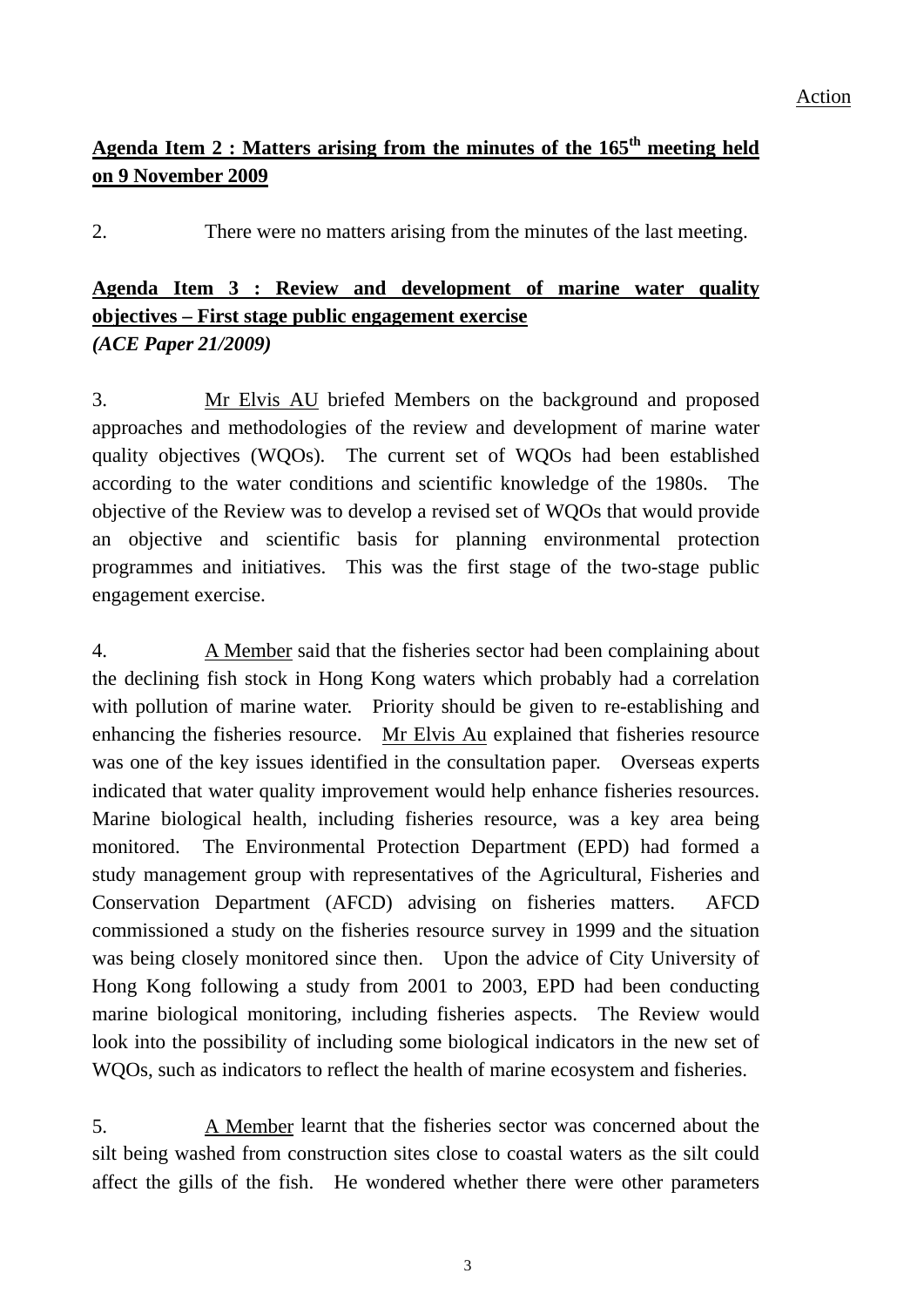Action

**Agenda Item 2 : Matters arising from the minutes of the 165th meeting held on 9 November 2009**

2. There were no matters arising from the minutes of the last meeting.

**Agenda Item 3 : Review and development of marine water quality objectives – First stage public engagement exercise**
***(ACE Paper 21/2009)***

3. Mr Elvis AU briefed Members on the background and proposed approaches and methodologies of the review and development of marine water quality objectives (WQOs). The current set of WQOs had been established according to the water conditions and scientific knowledge of the 1980s. The objective of the Review was to develop a revised set of WQOs that would provide an objective and scientific basis for planning environmental protection programmes and initiatives. This was the first stage of the two-stage public engagement exercise.

4. A Member said that the fisheries sector had been complaining about the declining fish stock in Hong Kong waters which probably had a correlation with pollution of marine water. Priority should be given to re-establishing and enhancing the fisheries resource. Mr Elvis Au explained that fisheries resource was one of the key issues identified in the consultation paper. Overseas experts indicated that water quality improvement would help enhance fisheries resources. Marine biological health, including fisheries resource, was a key area being monitored. The Environmental Protection Department (EPD) had formed a study management group with representatives of the Agricultural, Fisheries and Conservation Department (AFCD) advising on fisheries matters. AFCD commissioned a study on the fisheries resource survey in 1999 and the situation was being closely monitored since then. Upon the advice of City University of Hong Kong following a study from 2001 to 2003, EPD had been conducting marine biological monitoring, including fisheries aspects. The Review would look into the possibility of including some biological indicators in the new set of WQOs, such as indicators to reflect the health of marine ecosystem and fisheries.

5. A Member learnt that the fisheries sector was concerned about the silt being washed from construction sites close to coastal waters as the silt could affect the gills of the fish. He wondered whether there were other parameters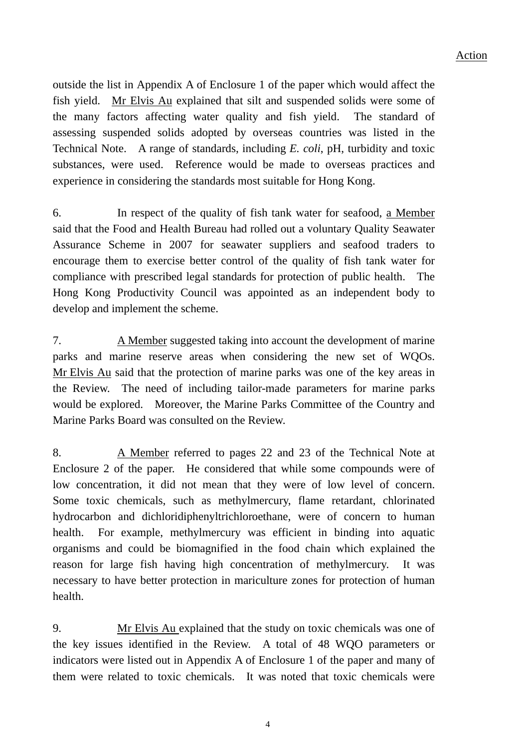Action

outside the list in Appendix A of Enclosure 1 of the paper which would affect the fish yield. Mr Elvis Au explained that silt and suspended solids were some of the many factors affecting water quality and fish yield. The standard of assessing suspended solids adopted by overseas countries was listed in the Technical Note. A range of standards, including *E. coli*, pH, turbidity and toxic substances, were used. Reference would be made to overseas practices and experience in considering the standards most suitable for Hong Kong.

6. In respect of the quality of fish tank water for seafood, a Member said that the Food and Health Bureau had rolled out a voluntary Quality Seawater Assurance Scheme in 2007 for seawater suppliers and seafood traders to encourage them to exercise better control of the quality of fish tank water for compliance with prescribed legal standards for protection of public health. The Hong Kong Productivity Council was appointed as an independent body to develop and implement the scheme.

7. A Member suggested taking into account the development of marine parks and marine reserve areas when considering the new set of WQOs. Mr Elvis Au said that the protection of marine parks was one of the key areas in the Review. The need of including tailor-made parameters for marine parks would be explored. Moreover, the Marine Parks Committee of the Country and Marine Parks Board was consulted on the Review.

8. A Member referred to pages 22 and 23 of the Technical Note at Enclosure 2 of the paper. He considered that while some compounds were of low concentration, it did not mean that they were of low level of concern. Some toxic chemicals, such as methylmercury, flame retardant, chlorinated hydrocarbon and dichloridiphenyltrichloroethane, were of concern to human health. For example, methylmercury was efficient in binding into aquatic organisms and could be biomagnified in the food chain which explained the reason for large fish having high concentration of methylmercury. It was necessary to have better protection in mariculture zones for protection of human health.

9. Mr Elvis Au explained that the study on toxic chemicals was one of the key issues identified in the Review. A total of 48 WQO parameters or indicators were listed out in Appendix A of Enclosure 1 of the paper and many of them were related to toxic chemicals. It was noted that toxic chemicals were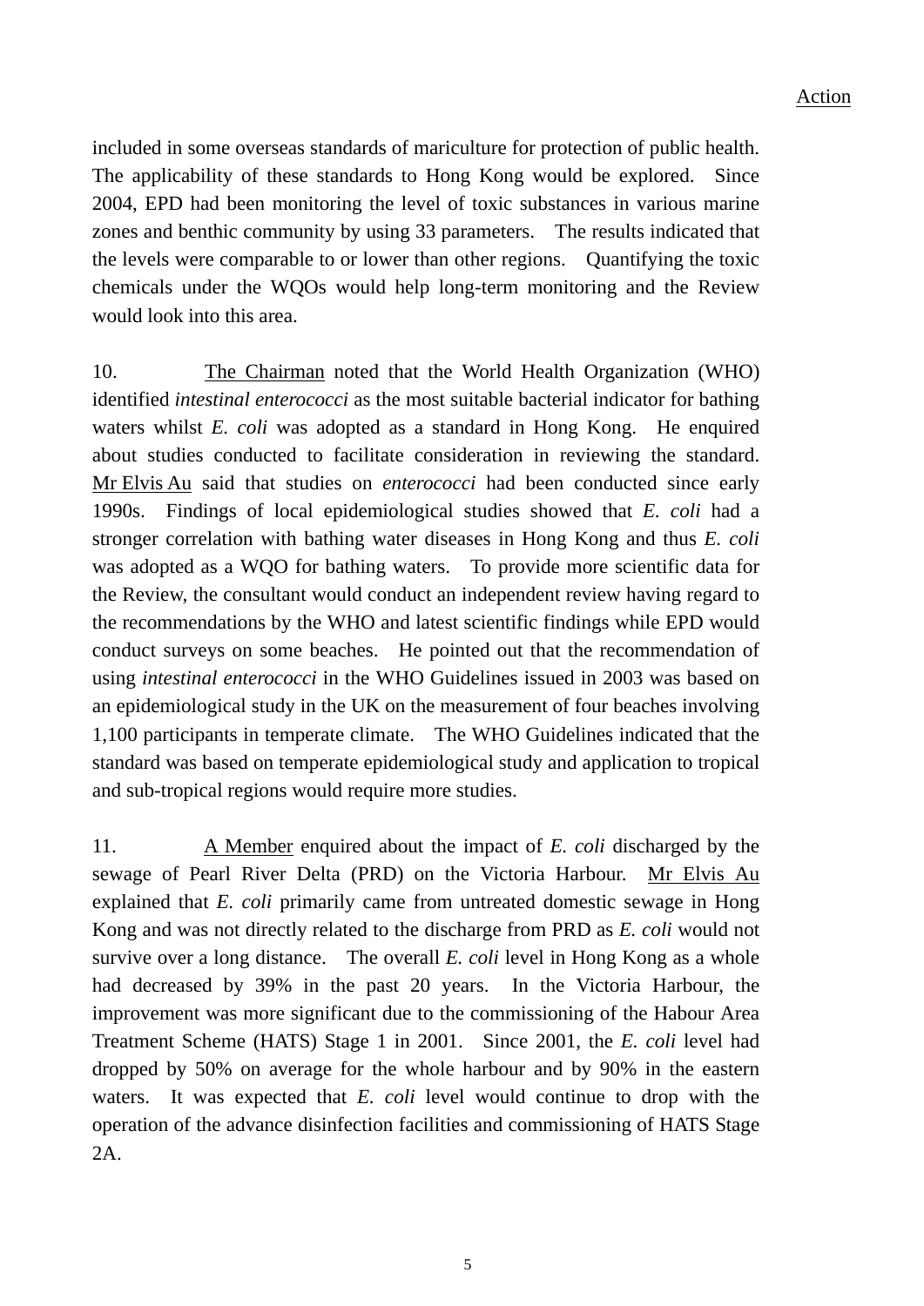Action

included in some overseas standards of mariculture for protection of public health. The applicability of these standards to Hong Kong would be explored. Since 2004, EPD had been monitoring the level of toxic substances in various marine zones and benthic community by using 33 parameters. The results indicated that the levels were comparable to or lower than other regions. Quantifying the toxic chemicals under the WQOs would help long-term monitoring and the Review would look into this area.

10. The Chairman noted that the World Health Organization (WHO) identified *intestinal enterococci* as the most suitable bacterial indicator for bathing waters whilst *E. coli* was adopted as a standard in Hong Kong. He enquired about studies conducted to facilitate consideration in reviewing the standard. Mr Elvis Au said that studies on *enterococci* had been conducted since early 1990s. Findings of local epidemiological studies showed that *E. coli* had a stronger correlation with bathing water diseases in Hong Kong and thus *E. coli* was adopted as a WQO for bathing waters. To provide more scientific data for the Review, the consultant would conduct an independent review having regard to the recommendations by the WHO and latest scientific findings while EPD would conduct surveys on some beaches. He pointed out that the recommendation of using *intestinal enterococci* in the WHO Guidelines issued in 2003 was based on an epidemiological study in the UK on the measurement of four beaches involving 1,100 participants in temperate climate. The WHO Guidelines indicated that the standard was based on temperate epidemiological study and application to tropical and sub-tropical regions would require more studies.

11. A Member enquired about the impact of *E. coli* discharged by the sewage of Pearl River Delta (PRD) on the Victoria Harbour. Mr Elvis Au explained that *E. coli* primarily came from untreated domestic sewage in Hong Kong and was not directly related to the discharge from PRD as *E. coli* would not survive over a long distance. The overall *E. coli* level in Hong Kong as a whole had decreased by 39% in the past 20 years. In the Victoria Harbour, the improvement was more significant due to the commissioning of the Habour Area Treatment Scheme (HATS) Stage 1 in 2001. Since 2001, the *E. coli* level had dropped by 50% on average for the whole harbour and by 90% in the eastern waters. It was expected that *E. coli* level would continue to drop with the operation of the advance disinfection facilities and commissioning of HATS Stage 2A.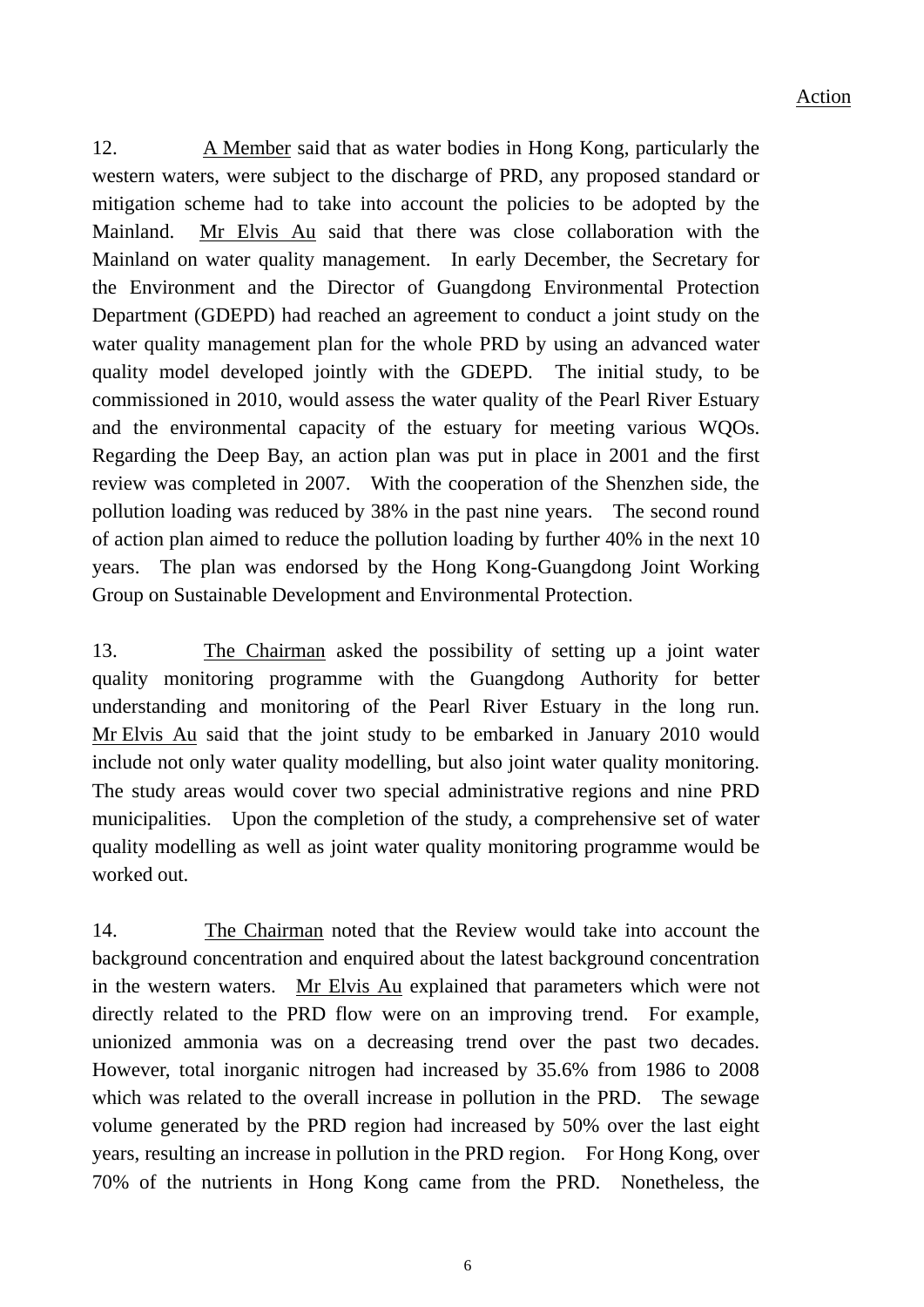Action

12. A Member said that as water bodies in Hong Kong, particularly the western waters, were subject to the discharge of PRD, any proposed standard or mitigation scheme had to take into account the policies to be adopted by the Mainland. Mr Elvis Au said that there was close collaboration with the Mainland on water quality management. In early December, the Secretary for the Environment and the Director of Guangdong Environmental Protection Department (GDEPD) had reached an agreement to conduct a joint study on the water quality management plan for the whole PRD by using an advanced water quality model developed jointly with the GDEPD. The initial study, to be commissioned in 2010, would assess the water quality of the Pearl River Estuary and the environmental capacity of the estuary for meeting various WQOs. Regarding the Deep Bay, an action plan was put in place in 2001 and the first review was completed in 2007. With the cooperation of the Shenzhen side, the pollution loading was reduced by 38% in the past nine years. The second round of action plan aimed to reduce the pollution loading by further 40% in the next 10 years. The plan was endorsed by the Hong Kong-Guangdong Joint Working Group on Sustainable Development and Environmental Protection.

13. The Chairman asked the possibility of setting up a joint water quality monitoring programme with the Guangdong Authority for better understanding and monitoring of the Pearl River Estuary in the long run. Mr Elvis Au said that the joint study to be embarked in January 2010 would include not only water quality modelling, but also joint water quality monitoring. The study areas would cover two special administrative regions and nine PRD municipalities. Upon the completion of the study, a comprehensive set of water quality modelling as well as joint water quality monitoring programme would be worked out.

14. The Chairman noted that the Review would take into account the background concentration and enquired about the latest background concentration in the western waters. Mr Elvis Au explained that parameters which were not directly related to the PRD flow were on an improving trend. For example, unionized ammonia was on a decreasing trend over the past two decades. However, total inorganic nitrogen had increased by 35.6% from 1986 to 2008 which was related to the overall increase in pollution in the PRD. The sewage volume generated by the PRD region had increased by 50% over the last eight years, resulting an increase in pollution in the PRD region. For Hong Kong, over 70% of the nutrients in Hong Kong came from the PRD. Nonetheless, the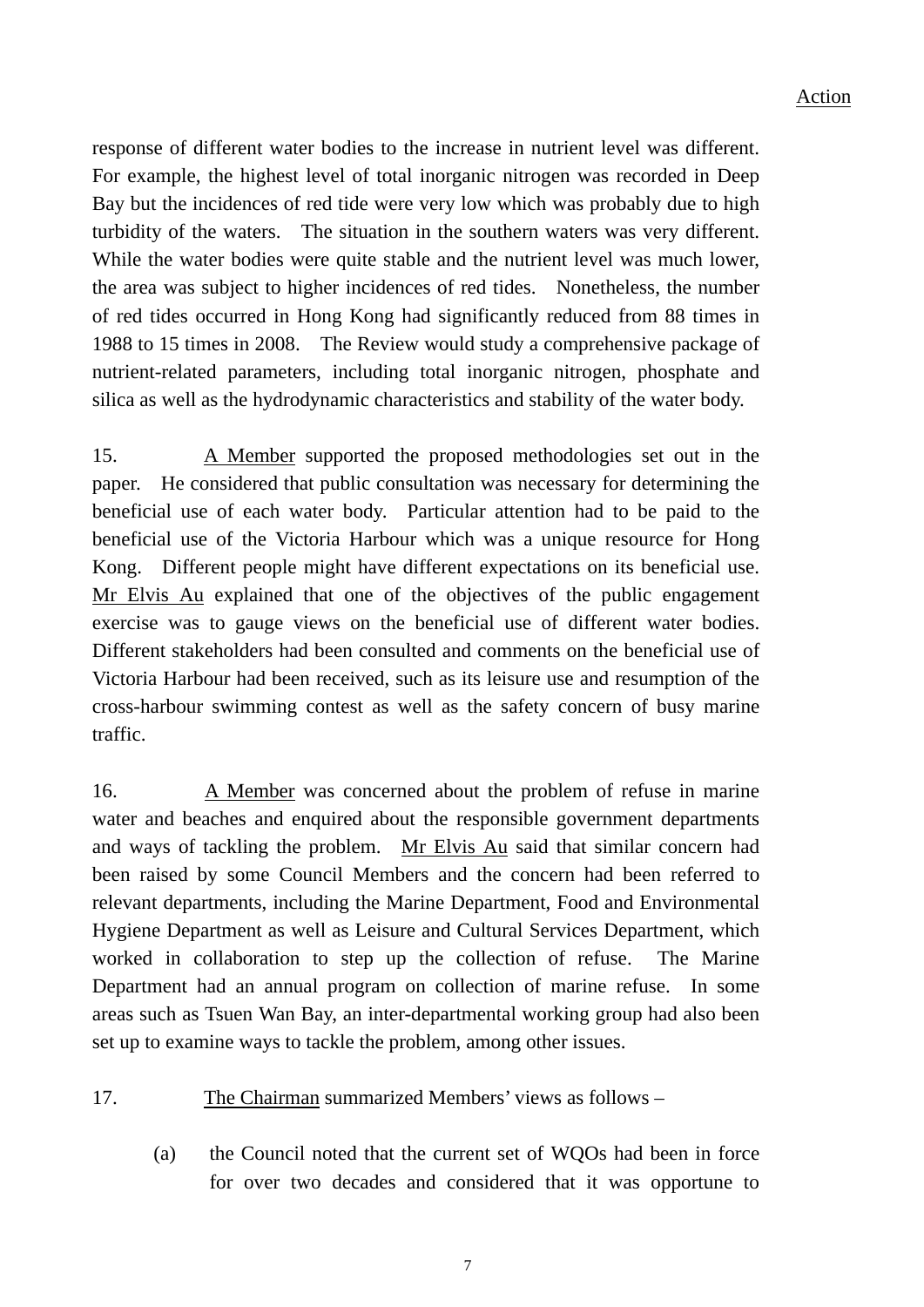Action

response of different water bodies to the increase in nutrient level was different. For example, the highest level of total inorganic nitrogen was recorded in Deep Bay but the incidences of red tide were very low which was probably due to high turbidity of the waters. The situation in the southern waters was very different. While the water bodies were quite stable and the nutrient level was much lower, the area was subject to higher incidences of red tides. Nonetheless, the number of red tides occurred in Hong Kong had significantly reduced from 88 times in 1988 to 15 times in 2008. The Review would study a comprehensive package of nutrient-related parameters, including total inorganic nitrogen, phosphate and silica as well as the hydrodynamic characteristics and stability of the water body.

15. A Member supported the proposed methodologies set out in the paper. He considered that public consultation was necessary for determining the beneficial use of each water body. Particular attention had to be paid to the beneficial use of the Victoria Harbour which was a unique resource for Hong Kong. Different people might have different expectations on its beneficial use. Mr Elvis Au explained that one of the objectives of the public engagement exercise was to gauge views on the beneficial use of different water bodies. Different stakeholders had been consulted and comments on the beneficial use of Victoria Harbour had been received, such as its leisure use and resumption of the cross-harbour swimming contest as well as the safety concern of busy marine traffic.

16. A Member was concerned about the problem of refuse in marine water and beaches and enquired about the responsible government departments and ways of tackling the problem. Mr Elvis Au said that similar concern had been raised by some Council Members and the concern had been referred to relevant departments, including the Marine Department, Food and Environmental Hygiene Department as well as Leisure and Cultural Services Department, which worked in collaboration to step up the collection of refuse. The Marine Department had an annual program on collection of marine refuse. In some areas such as Tsuen Wan Bay, an inter-departmental working group had also been set up to examine ways to tackle the problem, among other issues.

17. The Chairman summarized Members' views as follows –

(a) the Council noted that the current set of WQOs had been in force for over two decades and considered that it was opportune to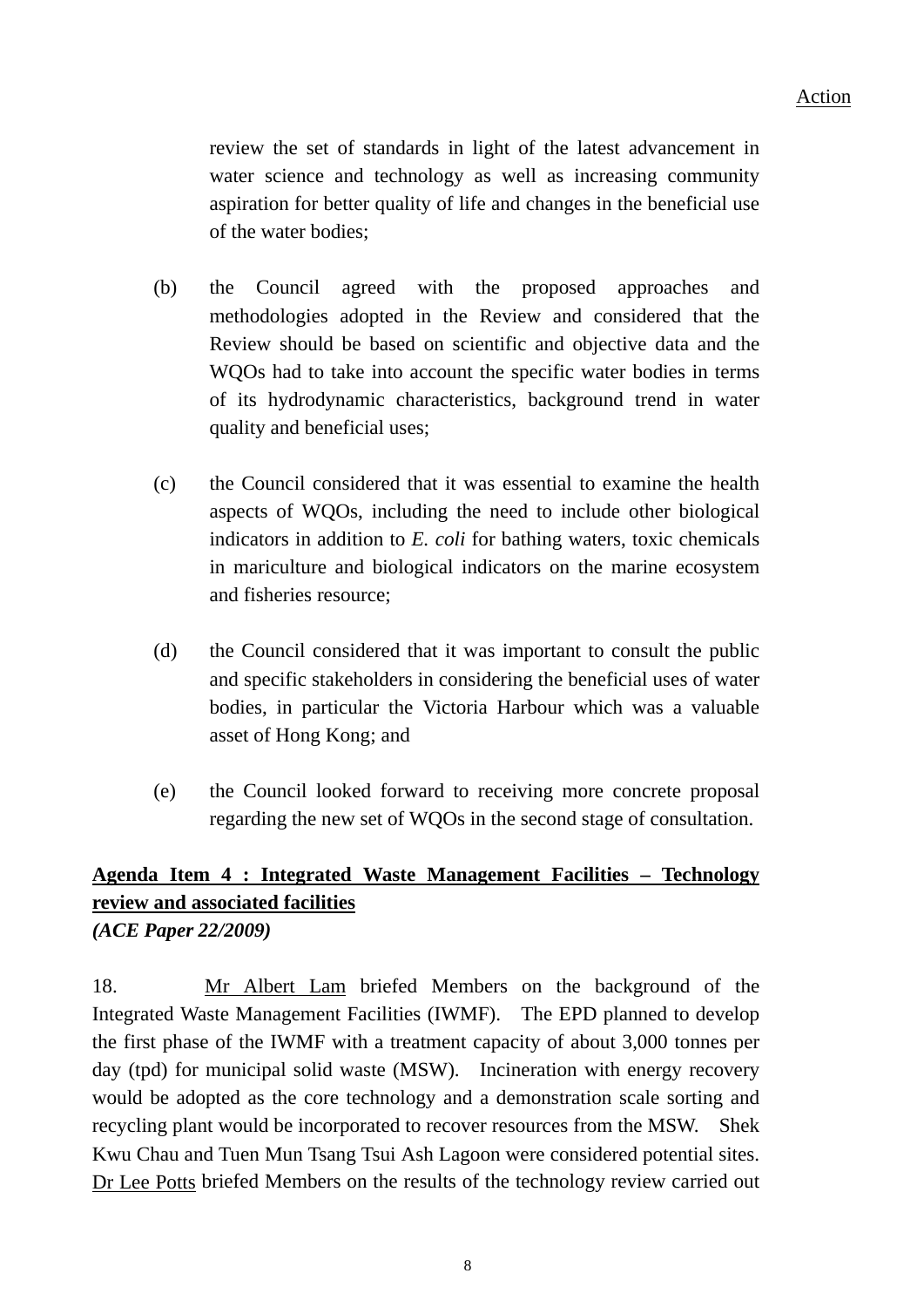Action

review the set of standards in light of the latest advancement in water science and technology as well as increasing community aspiration for better quality of life and changes in the beneficial use of the water bodies;

(b) the Council agreed with the proposed approaches and methodologies adopted in the Review and considered that the Review should be based on scientific and objective data and the WQOs had to take into account the specific water bodies in terms of its hydrodynamic characteristics, background trend in water quality and beneficial uses;

(c) the Council considered that it was essential to examine the health aspects of WQOs, including the need to include other biological indicators in addition to *E. coli* for bathing waters, toxic chemicals in mariculture and biological indicators on the marine ecosystem and fisheries resource;

(d) the Council considered that it was important to consult the public and specific stakeholders in considering the beneficial uses of water bodies, in particular the Victoria Harbour which was a valuable asset of Hong Kong; and

(e) the Council looked forward to receiving more concrete proposal regarding the new set of WQOs in the second stage of consultation.

**Agenda Item 4 : Integrated Waste Management Facilities – Technology review and associated facilities**
***(ACE Paper 22/2009)***

18. Mr Albert Lam briefed Members on the background of the Integrated Waste Management Facilities (IWMF). The EPD planned to develop the first phase of the IWMF with a treatment capacity of about 3,000 tonnes per day (tpd) for municipal solid waste (MSW). Incineration with energy recovery would be adopted as the core technology and a demonstration scale sorting and recycling plant would be incorporated to recover resources from the MSW. Shek Kwu Chau and Tuen Mun Tsang Tsui Ash Lagoon were considered potential sites. Dr Lee Potts briefed Members on the results of the technology review carried out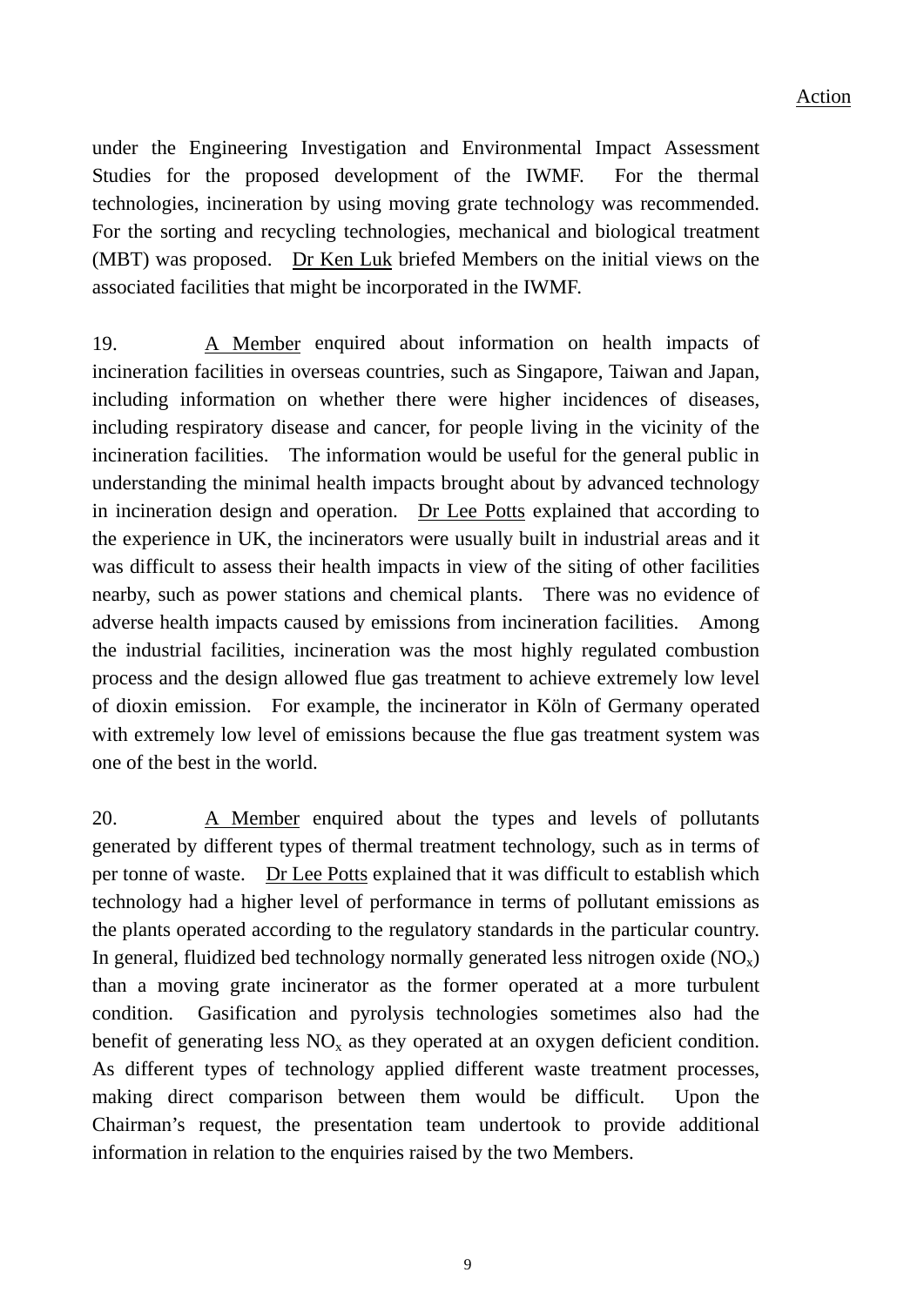Action

under the Engineering Investigation and Environmental Impact Assessment Studies for the proposed development of the IWMF. For the thermal technologies, incineration by using moving grate technology was recommended. For the sorting and recycling technologies, mechanical and biological treatment (MBT) was proposed. Dr Ken Luk briefed Members on the initial views on the associated facilities that might be incorporated in the IWMF.

19. A Member enquired about information on health impacts of incineration facilities in overseas countries, such as Singapore, Taiwan and Japan, including information on whether there were higher incidences of diseases, including respiratory disease and cancer, for people living in the vicinity of the incineration facilities. The information would be useful for the general public in understanding the minimal health impacts brought about by advanced technology in incineration design and operation. Dr Lee Potts explained that according to the experience in UK, the incinerators were usually built in industrial areas and it was difficult to assess their health impacts in view of the siting of other facilities nearby, such as power stations and chemical plants. There was no evidence of adverse health impacts caused by emissions from incineration facilities. Among the industrial facilities, incineration was the most highly regulated combustion process and the design allowed flue gas treatment to achieve extremely low level of dioxin emission. For example, the incinerator in Köln of Germany operated with extremely low level of emissions because the flue gas treatment system was one of the best in the world.

20. A Member enquired about the types and levels of pollutants generated by different types of thermal treatment technology, such as in terms of per tonne of waste. Dr Lee Potts explained that it was difficult to establish which technology had a higher level of performance in terms of pollutant emissions as the plants operated according to the regulatory standards in the particular country. In general, fluidized bed technology normally generated less nitrogen oxide ($NO_x$) than a moving grate incinerator as the former operated at a more turbulent condition. Gasification and pyrolysis technologies sometimes also had the benefit of generating less $NO_x$ as they operated at an oxygen deficient condition. As different types of technology applied different waste treatment processes, making direct comparison between them would be difficult. Upon the Chairman's request, the presentation team undertook to provide additional information in relation to the enquiries raised by the two Members.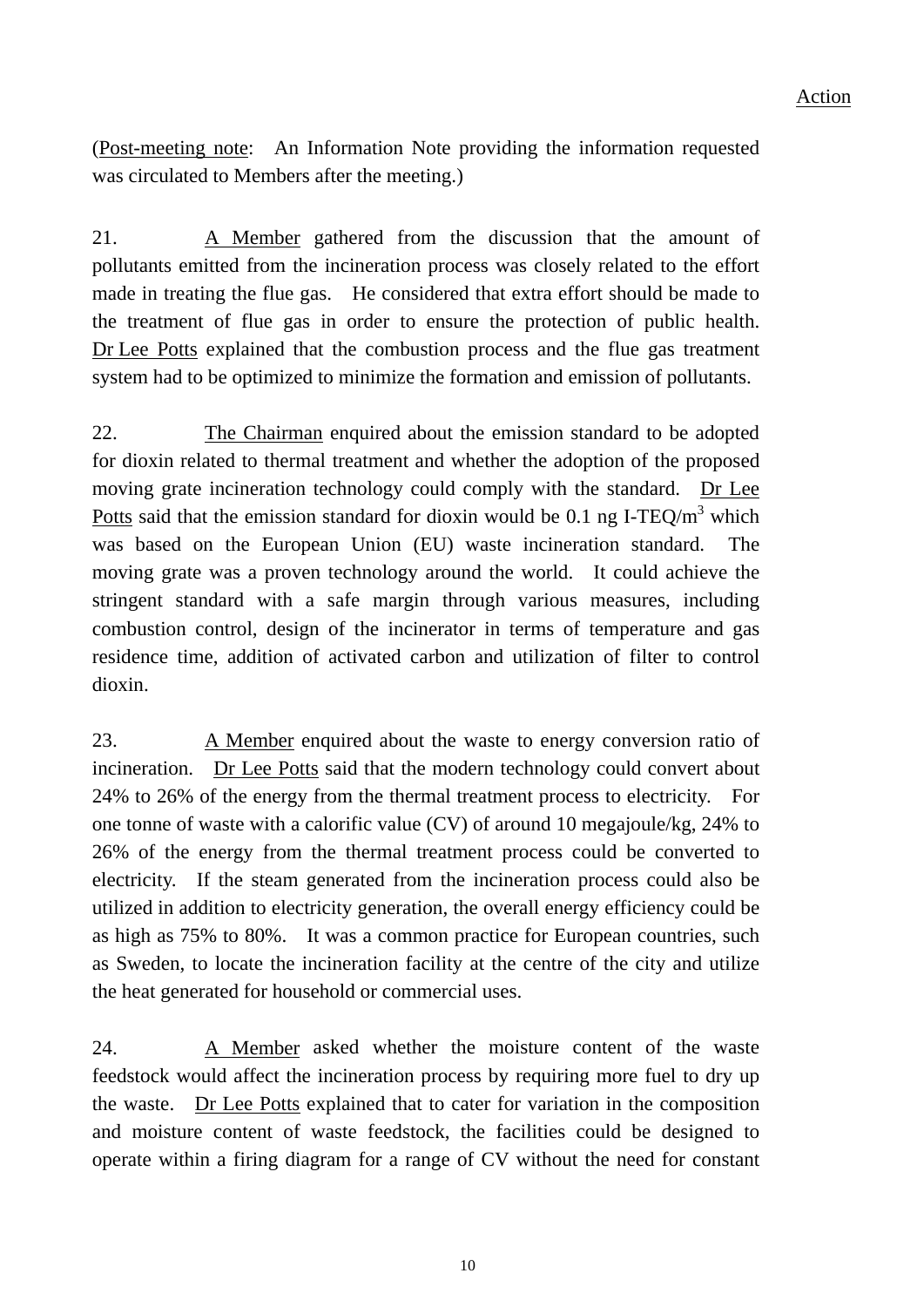Action

(Post-meeting note: An Information Note providing the information requested was circulated to Members after the meeting.)

21. A Member gathered from the discussion that the amount of pollutants emitted from the incineration process was closely related to the effort made in treating the flue gas. He considered that extra effort should be made to the treatment of flue gas in order to ensure the protection of public health. Dr Lee Potts explained that the combustion process and the flue gas treatment system had to be optimized to minimize the formation and emission of pollutants.

22. The Chairman enquired about the emission standard to be adopted for dioxin related to thermal treatment and whether the adoption of the proposed moving grate incineration technology could comply with the standard. Dr Lee Potts said that the emission standard for dioxin would be 0.1 ng I-TEQ/$m^3$ which was based on the European Union (EU) waste incineration standard. The moving grate was a proven technology around the world. It could achieve the stringent standard with a safe margin through various measures, including combustion control, design of the incinerator in terms of temperature and gas residence time, addition of activated carbon and utilization of filter to control dioxin.

23. A Member enquired about the waste to energy conversion ratio of incineration. Dr Lee Potts said that the modern technology could convert about 24% to 26% of the energy from the thermal treatment process to electricity. For one tonne of waste with a calorific value (CV) of around 10 megajoule/kg, 24% to 26% of the energy from the thermal treatment process could be converted to electricity. If the steam generated from the incineration process could also be utilized in addition to electricity generation, the overall energy efficiency could be as high as 75% to 80%. It was a common practice for European countries, such as Sweden, to locate the incineration facility at the centre of the city and utilize the heat generated for household or commercial uses.

24. A Member asked whether the moisture content of the waste feedstock would affect the incineration process by requiring more fuel to dry up the waste. Dr Lee Potts explained that to cater for variation in the composition and moisture content of waste feedstock, the facilities could be designed to operate within a firing diagram for a range of CV without the need for constant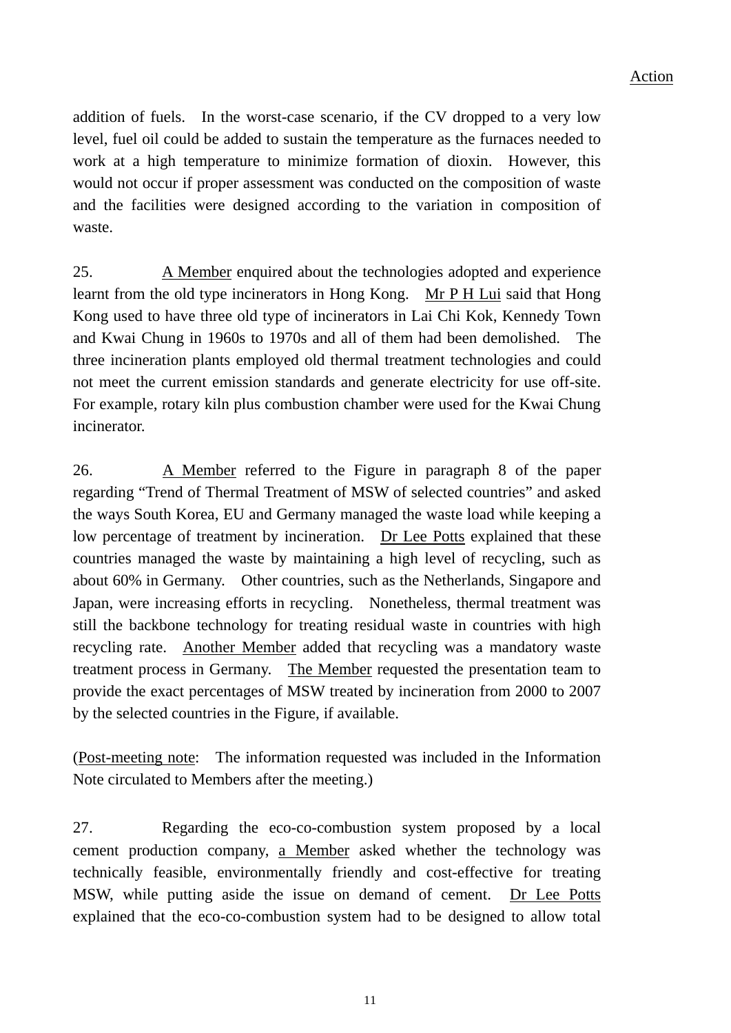Action

addition of fuels. In the worst-case scenario, if the CV dropped to a very low level, fuel oil could be added to sustain the temperature as the furnaces needed to work at a high temperature to minimize formation of dioxin. However, this would not occur if proper assessment was conducted on the composition of waste and the facilities were designed according to the variation in composition of waste.

25. A Member enquired about the technologies adopted and experience learnt from the old type incinerators in Hong Kong. Mr P H Lui said that Hong Kong used to have three old type of incinerators in Lai Chi Kok, Kennedy Town and Kwai Chung in 1960s to 1970s and all of them had been demolished. The three incineration plants employed old thermal treatment technologies and could not meet the current emission standards and generate electricity for use off-site. For example, rotary kiln plus combustion chamber were used for the Kwai Chung incinerator.

26. A Member referred to the Figure in paragraph 8 of the paper regarding "Trend of Thermal Treatment of MSW of selected countries" and asked the ways South Korea, EU and Germany managed the waste load while keeping a low percentage of treatment by incineration. Dr Lee Potts explained that these countries managed the waste by maintaining a high level of recycling, such as about 60% in Germany. Other countries, such as the Netherlands, Singapore and Japan, were increasing efforts in recycling. Nonetheless, thermal treatment was still the backbone technology for treating residual waste in countries with high recycling rate. Another Member added that recycling was a mandatory waste treatment process in Germany. The Member requested the presentation team to provide the exact percentages of MSW treated by incineration from 2000 to 2007 by the selected countries in the Figure, if available.

(Post-meeting note: The information requested was included in the Information Note circulated to Members after the meeting.)

27. Regarding the eco-co-combustion system proposed by a local cement production company, a Member asked whether the technology was technically feasible, environmentally friendly and cost-effective for treating MSW, while putting aside the issue on demand of cement. Dr Lee Potts explained that the eco-co-combustion system had to be designed to allow total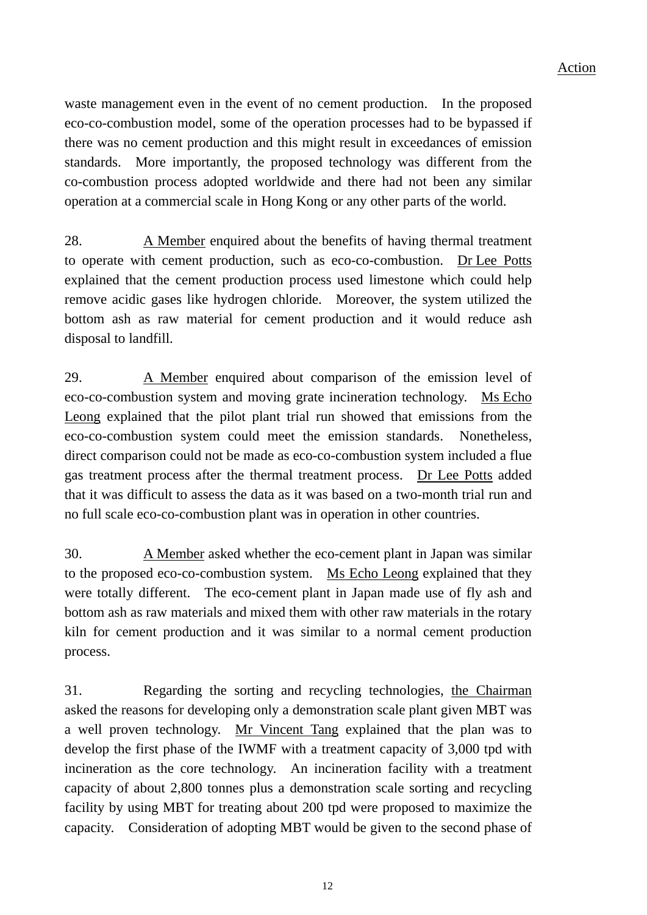Action

waste management even in the event of no cement production. In the proposed eco-co-combustion model, some of the operation processes had to be bypassed if there was no cement production and this might result in exceedances of emission standards. More importantly, the proposed technology was different from the co-combustion process adopted worldwide and there had not been any similar operation at a commercial scale in Hong Kong or any other parts of the world.

28. A Member enquired about the benefits of having thermal treatment to operate with cement production, such as eco-co-combustion. Dr Lee Potts explained that the cement production process used limestone which could help remove acidic gases like hydrogen chloride. Moreover, the system utilized the bottom ash as raw material for cement production and it would reduce ash disposal to landfill.

29. A Member enquired about comparison of the emission level of eco-co-combustion system and moving grate incineration technology. Ms Echo Leong explained that the pilot plant trial run showed that emissions from the eco-co-combustion system could meet the emission standards. Nonetheless, direct comparison could not be made as eco-co-combustion system included a flue gas treatment process after the thermal treatment process. Dr Lee Potts added that it was difficult to assess the data as it was based on a two-month trial run and no full scale eco-co-combustion plant was in operation in other countries.

30. A Member asked whether the eco-cement plant in Japan was similar to the proposed eco-co-combustion system. Ms Echo Leong explained that they were totally different. The eco-cement plant in Japan made use of fly ash and bottom ash as raw materials and mixed them with other raw materials in the rotary kiln for cement production and it was similar to a normal cement production process.

31. Regarding the sorting and recycling technologies, the Chairman asked the reasons for developing only a demonstration scale plant given MBT was a well proven technology. Mr Vincent Tang explained that the plan was to develop the first phase of the IWMF with a treatment capacity of 3,000 tpd with incineration as the core technology. An incineration facility with a treatment capacity of about 2,800 tonnes plus a demonstration scale sorting and recycling facility by using MBT for treating about 200 tpd were proposed to maximize the capacity. Consideration of adopting MBT would be given to the second phase of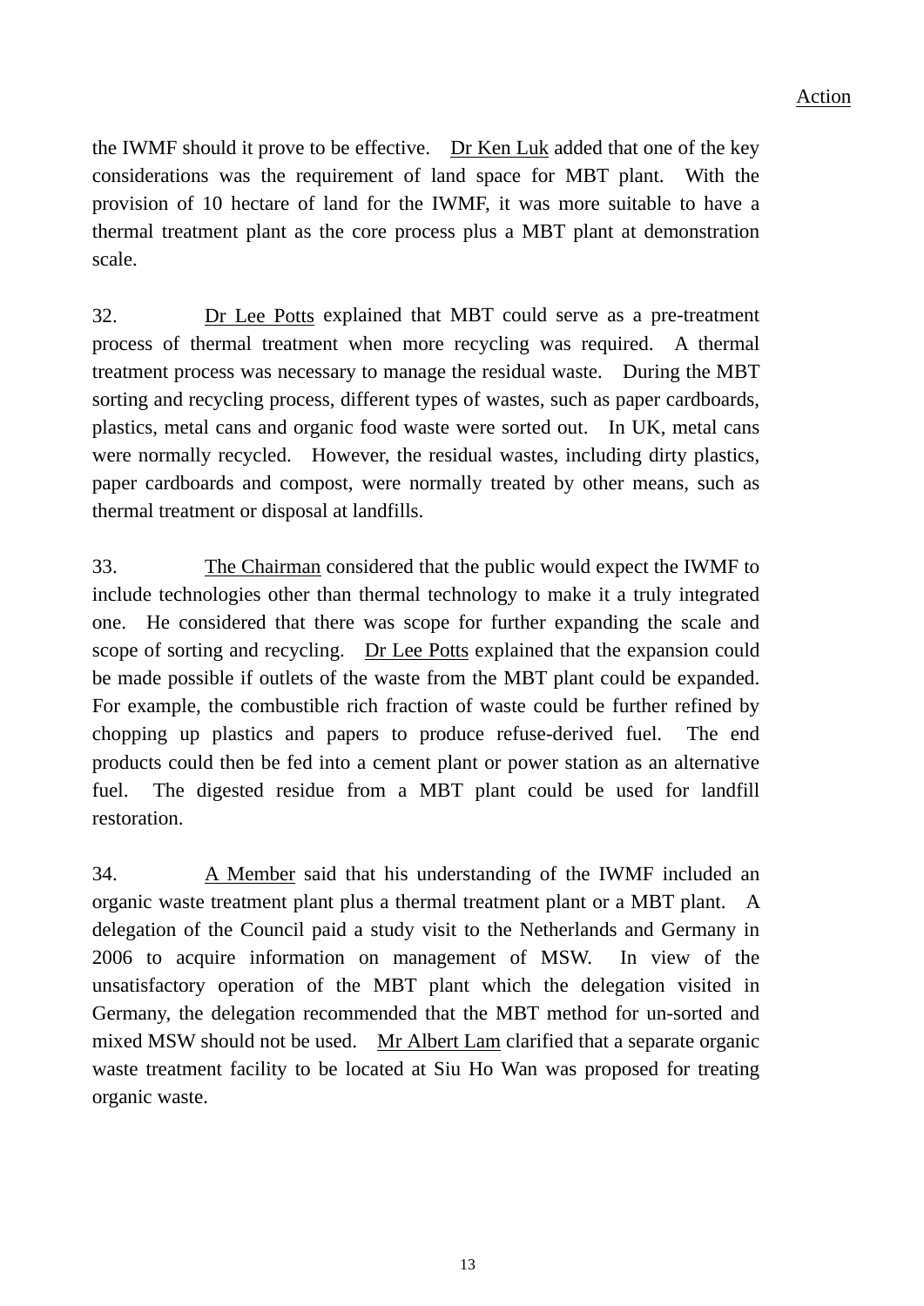Action

the IWMF should it prove to be effective. Dr Ken Luk added that one of the key considerations was the requirement of land space for MBT plant. With the provision of 10 hectare of land for the IWMF, it was more suitable to have a thermal treatment plant as the core process plus a MBT plant at demonstration scale.

32. Dr Lee Potts explained that MBT could serve as a pre-treatment process of thermal treatment when more recycling was required. A thermal treatment process was necessary to manage the residual waste. During the MBT sorting and recycling process, different types of wastes, such as paper cardboards, plastics, metal cans and organic food waste were sorted out. In UK, metal cans were normally recycled. However, the residual wastes, including dirty plastics, paper cardboards and compost, were normally treated by other means, such as thermal treatment or disposal at landfills.

33. The Chairman considered that the public would expect the IWMF to include technologies other than thermal technology to make it a truly integrated one. He considered that there was scope for further expanding the scale and scope of sorting and recycling. Dr Lee Potts explained that the expansion could be made possible if outlets of the waste from the MBT plant could be expanded. For example, the combustible rich fraction of waste could be further refined by chopping up plastics and papers to produce refuse-derived fuel. The end products could then be fed into a cement plant or power station as an alternative fuel. The digested residue from a MBT plant could be used for landfill restoration.

34. A Member said that his understanding of the IWMF included an organic waste treatment plant plus a thermal treatment plant or a MBT plant. A delegation of the Council paid a study visit to the Netherlands and Germany in 2006 to acquire information on management of MSW. In view of the unsatisfactory operation of the MBT plant which the delegation visited in Germany, the delegation recommended that the MBT method for un-sorted and mixed MSW should not be used. Mr Albert Lam clarified that a separate organic waste treatment facility to be located at Siu Ho Wan was proposed for treating organic waste.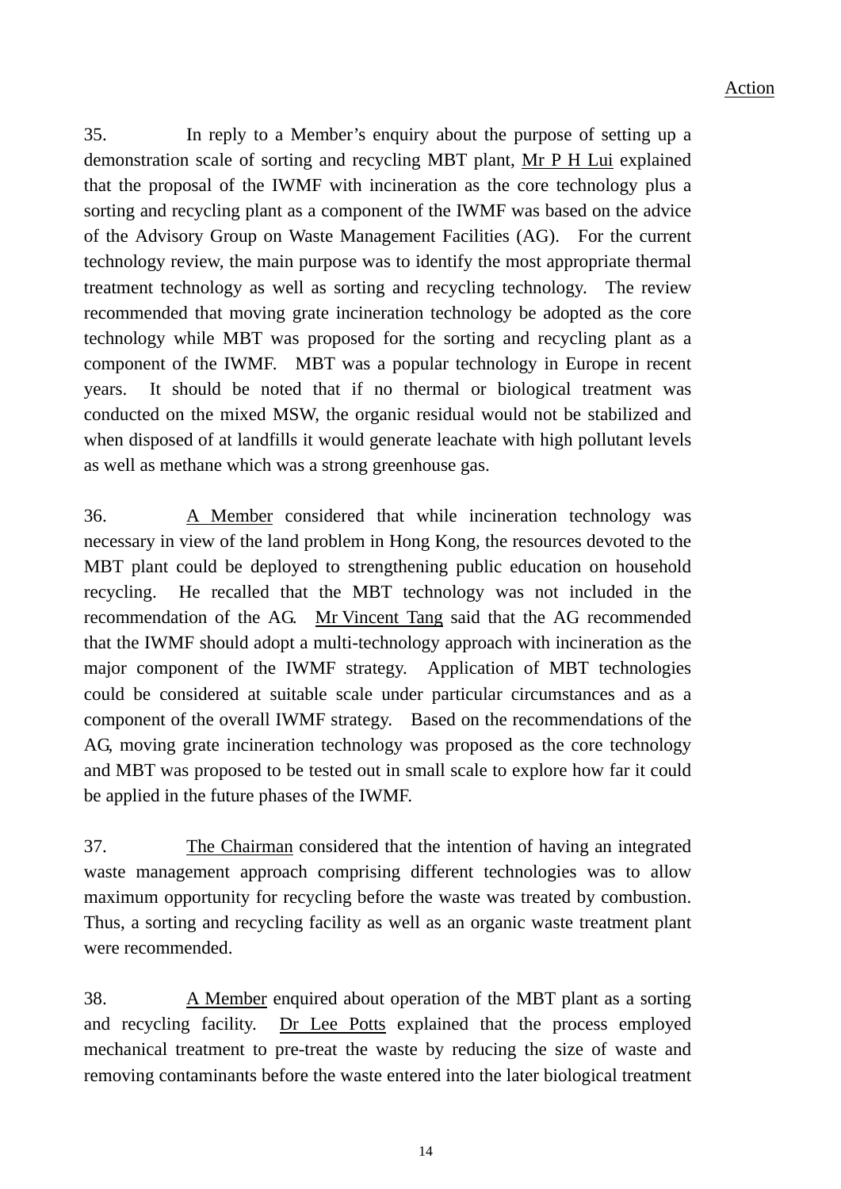Action

35. In reply to a Member's enquiry about the purpose of setting up a demonstration scale of sorting and recycling MBT plant, Mr P H Lui explained that the proposal of the IWMF with incineration as the core technology plus a sorting and recycling plant as a component of the IWMF was based on the advice of the Advisory Group on Waste Management Facilities (AG). For the current technology review, the main purpose was to identify the most appropriate thermal treatment technology as well as sorting and recycling technology. The review recommended that moving grate incineration technology be adopted as the core technology while MBT was proposed for the sorting and recycling plant as a component of the IWMF. MBT was a popular technology in Europe in recent years. It should be noted that if no thermal or biological treatment was conducted on the mixed MSW, the organic residual would not be stabilized and when disposed of at landfills it would generate leachate with high pollutant levels as well as methane which was a strong greenhouse gas.

36. A Member considered that while incineration technology was necessary in view of the land problem in Hong Kong, the resources devoted to the MBT plant could be deployed to strengthening public education on household recycling. He recalled that the MBT technology was not included in the recommendation of the AG. Mr Vincent Tang said that the AG recommended that the IWMF should adopt a multi-technology approach with incineration as the major component of the IWMF strategy. Application of MBT technologies could be considered at suitable scale under particular circumstances and as a component of the overall IWMF strategy. Based on the recommendations of the AG, moving grate incineration technology was proposed as the core technology and MBT was proposed to be tested out in small scale to explore how far it could be applied in the future phases of the IWMF.

37. The Chairman considered that the intention of having an integrated waste management approach comprising different technologies was to allow maximum opportunity for recycling before the waste was treated by combustion. Thus, a sorting and recycling facility as well as an organic waste treatment plant were recommended.

38. A Member enquired about operation of the MBT plant as a sorting and recycling facility. Dr Lee Potts explained that the process employed mechanical treatment to pre-treat the waste by reducing the size of waste and removing contaminants before the waste entered into the later biological treatment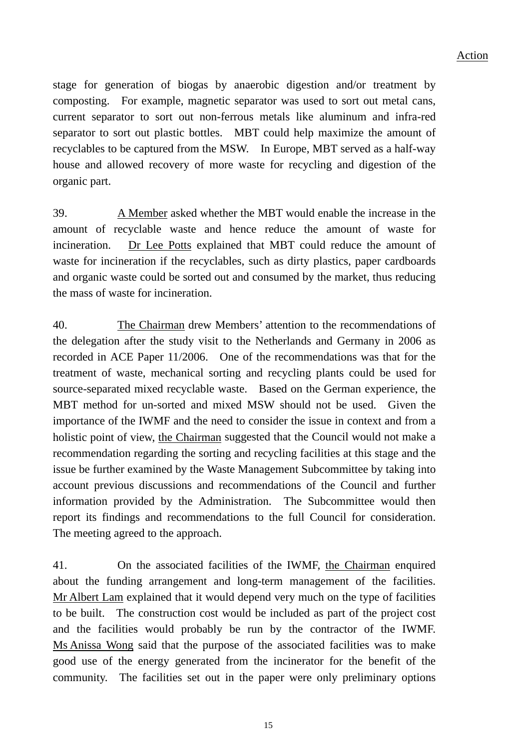Action

stage for generation of biogas by anaerobic digestion and/or treatment by composting. For example, magnetic separator was used to sort out metal cans, current separator to sort out non-ferrous metals like aluminum and infra-red separator to sort out plastic bottles. MBT could help maximize the amount of recyclables to be captured from the MSW. In Europe, MBT served as a half-way house and allowed recovery of more waste for recycling and digestion of the organic part.

39. A Member asked whether the MBT would enable the increase in the amount of recyclable waste and hence reduce the amount of waste for incineration. Dr Lee Potts explained that MBT could reduce the amount of waste for incineration if the recyclables, such as dirty plastics, paper cardboards and organic waste could be sorted out and consumed by the market, thus reducing the mass of waste for incineration.

40. The Chairman drew Members' attention to the recommendations of the delegation after the study visit to the Netherlands and Germany in 2006 as recorded in ACE Paper 11/2006. One of the recommendations was that for the treatment of waste, mechanical sorting and recycling plants could be used for source-separated mixed recyclable waste. Based on the German experience, the MBT method for un-sorted and mixed MSW should not be used. Given the importance of the IWMF and the need to consider the issue in context and from a holistic point of view, the Chairman suggested that the Council would not make a recommendation regarding the sorting and recycling facilities at this stage and the issue be further examined by the Waste Management Subcommittee by taking into account previous discussions and recommendations of the Council and further information provided by the Administration. The Subcommittee would then report its findings and recommendations to the full Council for consideration. The meeting agreed to the approach.

41. On the associated facilities of the IWMF, the Chairman enquired about the funding arrangement and long-term management of the facilities. Mr Albert Lam explained that it would depend very much on the type of facilities to be built. The construction cost would be included as part of the project cost and the facilities would probably be run by the contractor of the IWMF. Ms Anissa Wong said that the purpose of the associated facilities was to make good use of the energy generated from the incinerator for the benefit of the community. The facilities set out in the paper were only preliminary options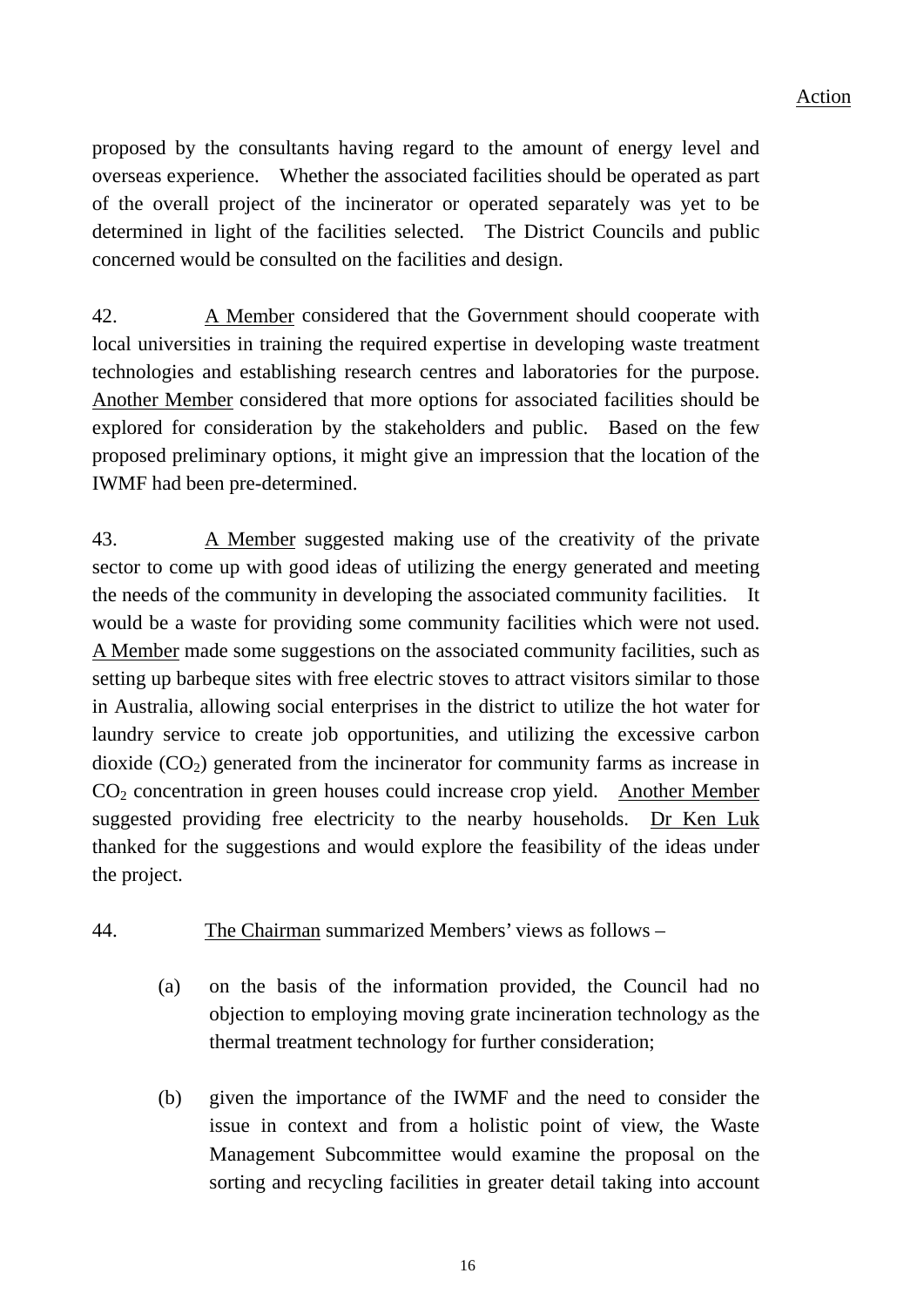Action

proposed by the consultants having regard to the amount of energy level and overseas experience. Whether the associated facilities should be operated as part of the overall project of the incinerator or operated separately was yet to be determined in light of the facilities selected. The District Councils and public concerned would be consulted on the facilities and design.

42. A Member considered that the Government should cooperate with local universities in training the required expertise in developing waste treatment technologies and establishing research centres and laboratories for the purpose. Another Member considered that more options for associated facilities should be explored for consideration by the stakeholders and public. Based on the few proposed preliminary options, it might give an impression that the location of the IWMF had been pre-determined.

43. A Member suggested making use of the creativity of the private sector to come up with good ideas of utilizing the energy generated and meeting the needs of the community in developing the associated community facilities. It would be a waste for providing some community facilities which were not used. A Member made some suggestions on the associated community facilities, such as setting up barbeque sites with free electric stoves to attract visitors similar to those in Australia, allowing social enterprises in the district to utilize the hot water for laundry service to create job opportunities, and utilizing the excessive carbon dioxide ($CO_2$) generated from the incinerator for community farms as increase in $CO_2$ concentration in green houses could increase crop yield. Another Member suggested providing free electricity to the nearby households. Dr Ken Luk thanked for the suggestions and would explore the feasibility of the ideas under the project.

44. The Chairman summarized Members' views as follows –

(a) on the basis of the information provided, the Council had no objection to employing moving grate incineration technology as the thermal treatment technology for further consideration;

(b) given the importance of the IWMF and the need to consider the issue in context and from a holistic point of view, the Waste Management Subcommittee would examine the proposal on the sorting and recycling facilities in greater detail taking into account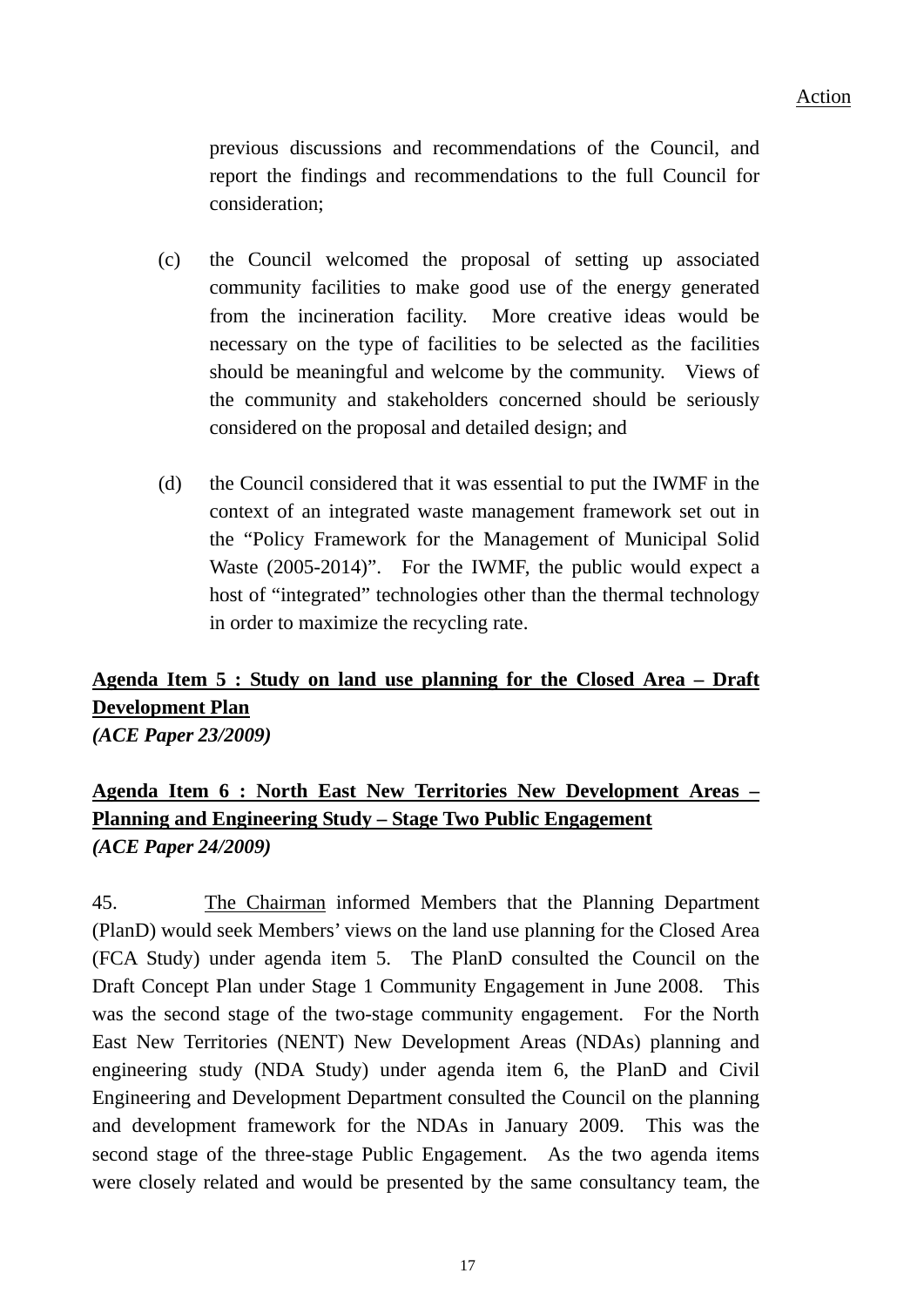Action

previous discussions and recommendations of the Council, and report the findings and recommendations to the full Council for consideration;

(c) the Council welcomed the proposal of setting up associated community facilities to make good use of the energy generated from the incineration facility. More creative ideas would be necessary on the type of facilities to be selected as the facilities should be meaningful and welcome by the community. Views of the community and stakeholders concerned should be seriously considered on the proposal and detailed design; and

(d) the Council considered that it was essential to put the IWMF in the context of an integrated waste management framework set out in the "Policy Framework for the Management of Municipal Solid Waste (2005-2014)". For the IWMF, the public would expect a host of "integrated" technologies other than the thermal technology in order to maximize the recycling rate.

**Agenda Item 5 : Study on land use planning for the Closed Area – Draft Development Plan**
***(ACE Paper 23/2009)***

**Agenda Item 6 : North East New Territories New Development Areas – Planning and Engineering Study – Stage Two Public Engagement**
***(ACE Paper 24/2009)***

45. The Chairman informed Members that the Planning Department (PlanD) would seek Members' views on the land use planning for the Closed Area (FCA Study) under agenda item 5. The PlanD consulted the Council on the Draft Concept Plan under Stage 1 Community Engagement in June 2008. This was the second stage of the two-stage community engagement. For the North East New Territories (NENT) New Development Areas (NDAs) planning and engineering study (NDA Study) under agenda item 6, the PlanD and Civil Engineering and Development Department consulted the Council on the planning and development framework for the NDAs in January 2009. This was the second stage of the three-stage Public Engagement. As the two agenda items were closely related and would be presented by the same consultancy team, the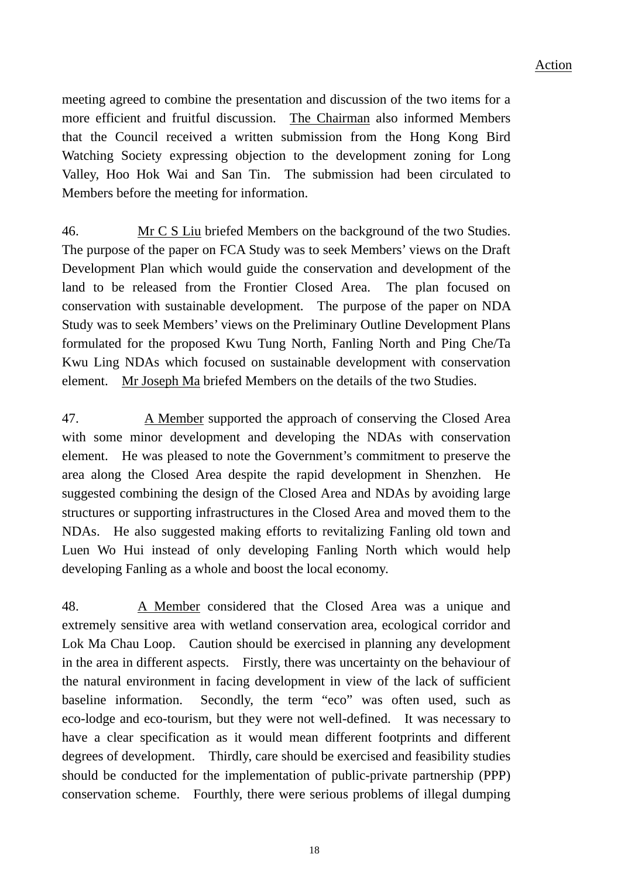Action

meeting agreed to combine the presentation and discussion of the two items for a more efficient and fruitful discussion. The Chairman also informed Members that the Council received a written submission from the Hong Kong Bird Watching Society expressing objection to the development zoning for Long Valley, Hoo Hok Wai and San Tin. The submission had been circulated to Members before the meeting for information.

46. Mr C S Liu briefed Members on the background of the two Studies. The purpose of the paper on FCA Study was to seek Members' views on the Draft Development Plan which would guide the conservation and development of the land to be released from the Frontier Closed Area. The plan focused on conservation with sustainable development. The purpose of the paper on NDA Study was to seek Members' views on the Preliminary Outline Development Plans formulated for the proposed Kwu Tung North, Fanling North and Ping Che/Ta Kwu Ling NDAs which focused on sustainable development with conservation element. Mr Joseph Ma briefed Members on the details of the two Studies.

47. A Member supported the approach of conserving the Closed Area with some minor development and developing the NDAs with conservation element. He was pleased to note the Government's commitment to preserve the area along the Closed Area despite the rapid development in Shenzhen. He suggested combining the design of the Closed Area and NDAs by avoiding large structures or supporting infrastructures in the Closed Area and moved them to the NDAs. He also suggested making efforts to revitalizing Fanling old town and Luen Wo Hui instead of only developing Fanling North which would help developing Fanling as a whole and boost the local economy.

48. A Member considered that the Closed Area was a unique and extremely sensitive area with wetland conservation area, ecological corridor and Lok Ma Chau Loop. Caution should be exercised in planning any development in the area in different aspects. Firstly, there was uncertainty on the behaviour of the natural environment in facing development in view of the lack of sufficient baseline information. Secondly, the term "eco" was often used, such as eco-lodge and eco-tourism, but they were not well-defined. It was necessary to have a clear specification as it would mean different footprints and different degrees of development. Thirdly, care should be exercised and feasibility studies should be conducted for the implementation of public-private partnership (PPP) conservation scheme. Fourthly, there were serious problems of illegal dumping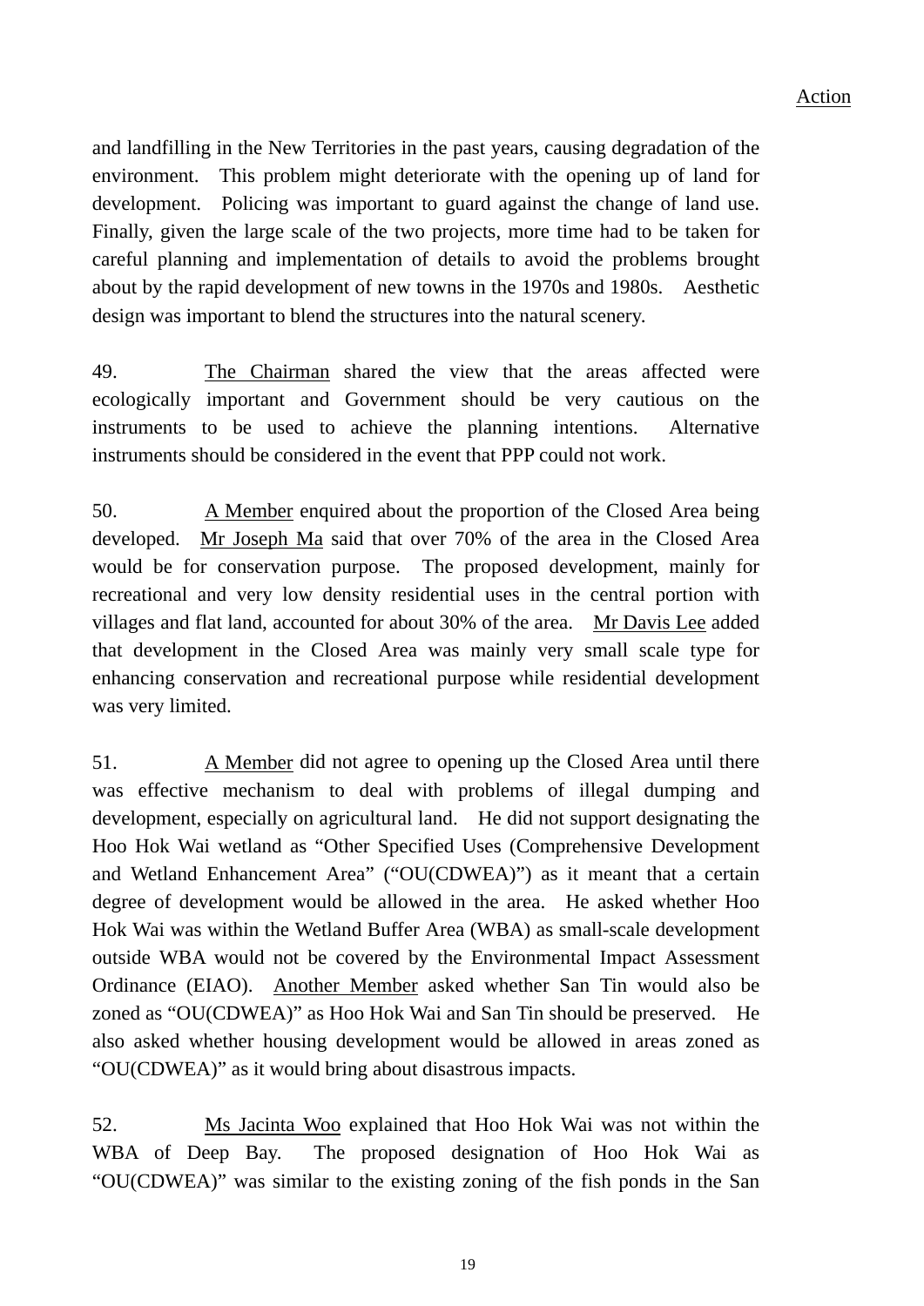Action

and landfilling in the New Territories in the past years, causing degradation of the environment. This problem might deteriorate with the opening up of land for development. Policing was important to guard against the change of land use. Finally, given the large scale of the two projects, more time had to be taken for careful planning and implementation of details to avoid the problems brought about by the rapid development of new towns in the 1970s and 1980s. Aesthetic design was important to blend the structures into the natural scenery.

49. The Chairman shared the view that the areas affected were ecologically important and Government should be very cautious on the instruments to be used to achieve the planning intentions. Alternative instruments should be considered in the event that PPP could not work.

50. A Member enquired about the proportion of the Closed Area being developed. Mr Joseph Ma said that over 70% of the area in the Closed Area would be for conservation purpose. The proposed development, mainly for recreational and very low density residential uses in the central portion with villages and flat land, accounted for about 30% of the area. Mr Davis Lee added that development in the Closed Area was mainly very small scale type for enhancing conservation and recreational purpose while residential development was very limited.

51. A Member did not agree to opening up the Closed Area until there was effective mechanism to deal with problems of illegal dumping and development, especially on agricultural land. He did not support designating the Hoo Hok Wai wetland as "Other Specified Uses (Comprehensive Development and Wetland Enhancement Area" ("OU(CDWEA)") as it meant that a certain degree of development would be allowed in the area. He asked whether Hoo Hok Wai was within the Wetland Buffer Area (WBA) as small-scale development outside WBA would not be covered by the Environmental Impact Assessment Ordinance (EIAO). Another Member asked whether San Tin would also be zoned as "OU(CDWEA)" as Hoo Hok Wai and San Tin should be preserved. He also asked whether housing development would be allowed in areas zoned as "OU(CDWEA)" as it would bring about disastrous impacts.

52. Ms Jacinta Woo explained that Hoo Hok Wai was not within the WBA of Deep Bay. The proposed designation of Hoo Hok Wai as "OU(CDWEA)" was similar to the existing zoning of the fish ponds in the San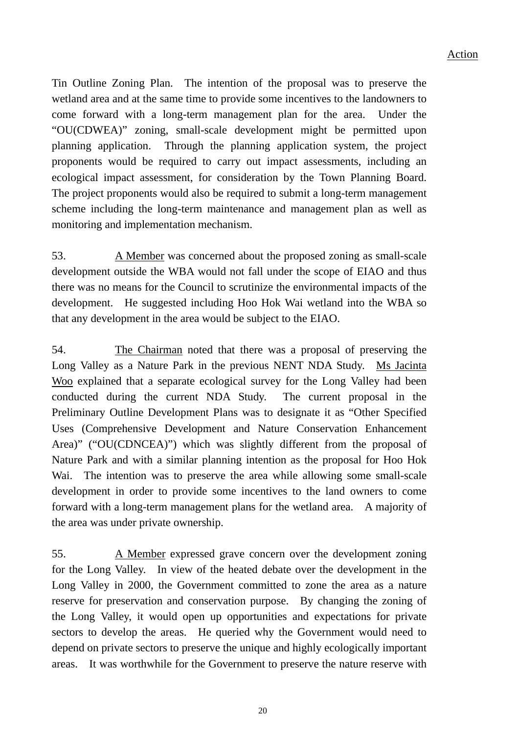Action

Tin Outline Zoning Plan. The intention of the proposal was to preserve the wetland area and at the same time to provide some incentives to the landowners to come forward with a long-term management plan for the area. Under the "OU(CDWEA)" zoning, small-scale development might be permitted upon planning application. Through the planning application system, the project proponents would be required to carry out impact assessments, including an ecological impact assessment, for consideration by the Town Planning Board. The project proponents would also be required to submit a long-term management scheme including the long-term maintenance and management plan as well as monitoring and implementation mechanism.

53. A Member was concerned about the proposed zoning as small-scale development outside the WBA would not fall under the scope of EIAO and thus there was no means for the Council to scrutinize the environmental impacts of the development. He suggested including Hoo Hok Wai wetland into the WBA so that any development in the area would be subject to the EIAO.

54. The Chairman noted that there was a proposal of preserving the Long Valley as a Nature Park in the previous NENT NDA Study. Ms Jacinta Woo explained that a separate ecological survey for the Long Valley had been conducted during the current NDA Study. The current proposal in the Preliminary Outline Development Plans was to designate it as "Other Specified Uses (Comprehensive Development and Nature Conservation Enhancement Area)" ("OU(CDNCEA)") which was slightly different from the proposal of Nature Park and with a similar planning intention as the proposal for Hoo Hok Wai. The intention was to preserve the area while allowing some small-scale development in order to provide some incentives to the land owners to come forward with a long-term management plans for the wetland area. A majority of the area was under private ownership.

55. A Member expressed grave concern over the development zoning for the Long Valley. In view of the heated debate over the development in the Long Valley in 2000, the Government committed to zone the area as a nature reserve for preservation and conservation purpose. By changing the zoning of the Long Valley, it would open up opportunities and expectations for private sectors to develop the areas. He queried why the Government would need to depend on private sectors to preserve the unique and highly ecologically important areas. It was worthwhile for the Government to preserve the nature reserve with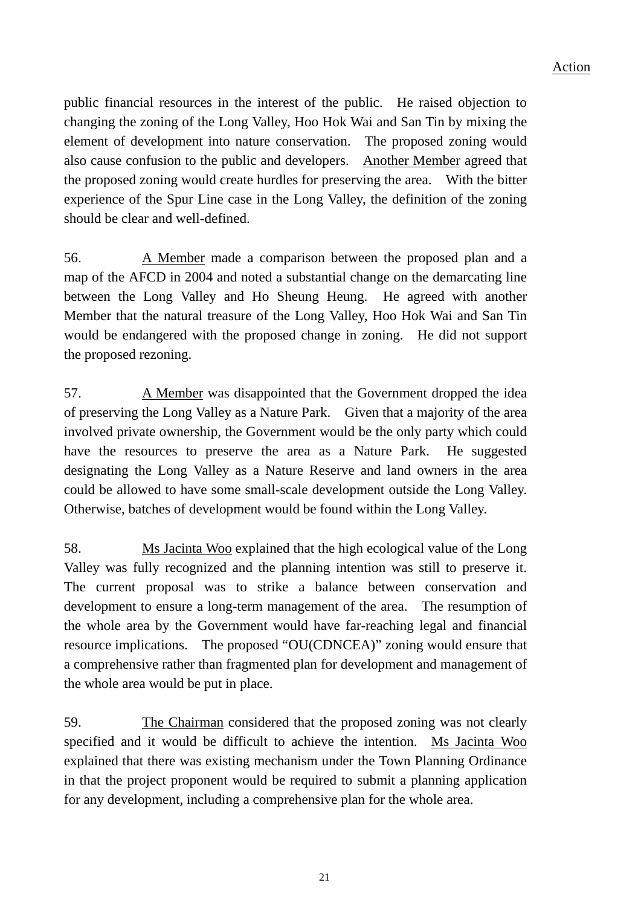Action

public financial resources in the interest of the public. He raised objection to changing the zoning of the Long Valley, Hoo Hok Wai and San Tin by mixing the element of development into nature conservation. The proposed zoning would also cause confusion to the public and developers. <u>Another Member</u> agreed that the proposed zoning would create hurdles for preserving the area. With the bitter experience of the Spur Line case in the Long Valley, the definition of the zoning should be clear and well-defined.

56. <u>A Member</u> made a comparison between the proposed plan and a map of the AFCD in 2004 and noted a substantial change on the demarcating line between the Long Valley and Ho Sheung Heung. He agreed with another Member that the natural treasure of the Long Valley, Hoo Hok Wai and San Tin would be endangered with the proposed change in zoning. He did not support the proposed rezoning.

57. <u>A Member</u> was disappointed that the Government dropped the idea of preserving the Long Valley as a Nature Park. Given that a majority of the area involved private ownership, the Government would be the only party which could have the resources to preserve the area as a Nature Park. He suggested designating the Long Valley as a Nature Reserve and land owners in the area could be allowed to have some small-scale development outside the Long Valley. Otherwise, batches of development would be found within the Long Valley.

58. <u>Ms Jacinta Woo</u> explained that the high ecological value of the Long Valley was fully recognized and the planning intention was still to preserve it. The current proposal was to strike a balance between conservation and development to ensure a long-term management of the area. The resumption of the whole area by the Government would have far-reaching legal and financial resource implications. The proposed "OU(CDNCEA)" zoning would ensure that a comprehensive rather than fragmented plan for development and management of the whole area would be put in place.

59. <u>The Chairman</u> considered that the proposed zoning was not clearly specified and it would be difficult to achieve the intention. <u>Ms Jacinta Woo</u> explained that there was existing mechanism under the Town Planning Ordinance in that the project proponent would be required to submit a planning application for any development, including a comprehensive plan for the whole area.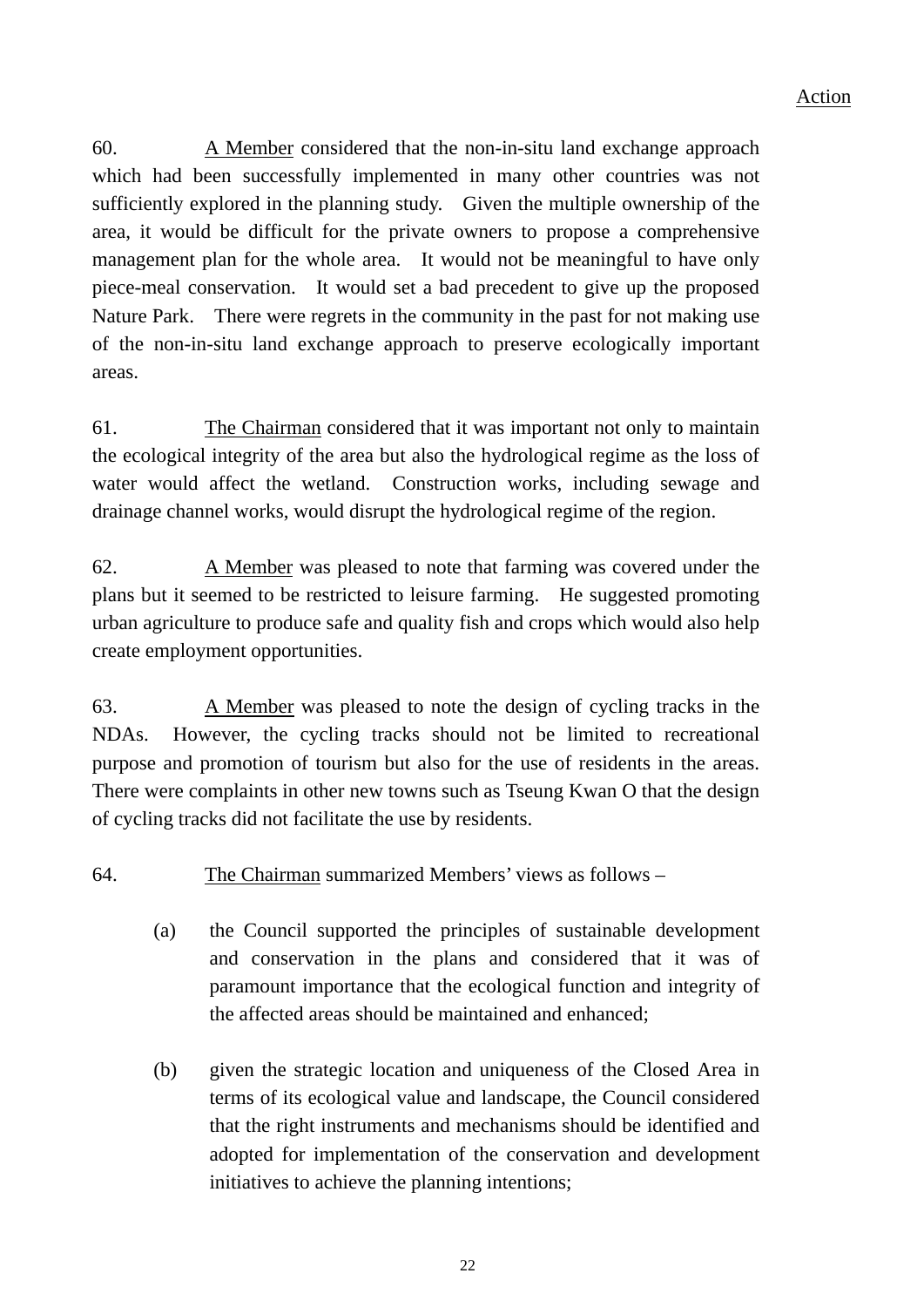Action

60. A Member considered that the non-in-situ land exchange approach which had been successfully implemented in many other countries was not sufficiently explored in the planning study. Given the multiple ownership of the area, it would be difficult for the private owners to propose a comprehensive management plan for the whole area. It would not be meaningful to have only piece-meal conservation. It would set a bad precedent to give up the proposed Nature Park. There were regrets in the community in the past for not making use of the non-in-situ land exchange approach to preserve ecologically important areas.

61. The Chairman considered that it was important not only to maintain the ecological integrity of the area but also the hydrological regime as the loss of water would affect the wetland. Construction works, including sewage and drainage channel works, would disrupt the hydrological regime of the region.

62. A Member was pleased to note that farming was covered under the plans but it seemed to be restricted to leisure farming. He suggested promoting urban agriculture to produce safe and quality fish and crops which would also help create employment opportunities.

63. A Member was pleased to note the design of cycling tracks in the NDAs. However, the cycling tracks should not be limited to recreational purpose and promotion of tourism but also for the use of residents in the areas. There were complaints in other new towns such as Tseung Kwan O that the design of cycling tracks did not facilitate the use by residents.

64. The Chairman summarized Members' views as follows –

(a) the Council supported the principles of sustainable development and conservation in the plans and considered that it was of paramount importance that the ecological function and integrity of the affected areas should be maintained and enhanced;

(b) given the strategic location and uniqueness of the Closed Area in terms of its ecological value and landscape, the Council considered that the right instruments and mechanisms should be identified and adopted for implementation of the conservation and development initiatives to achieve the planning intentions;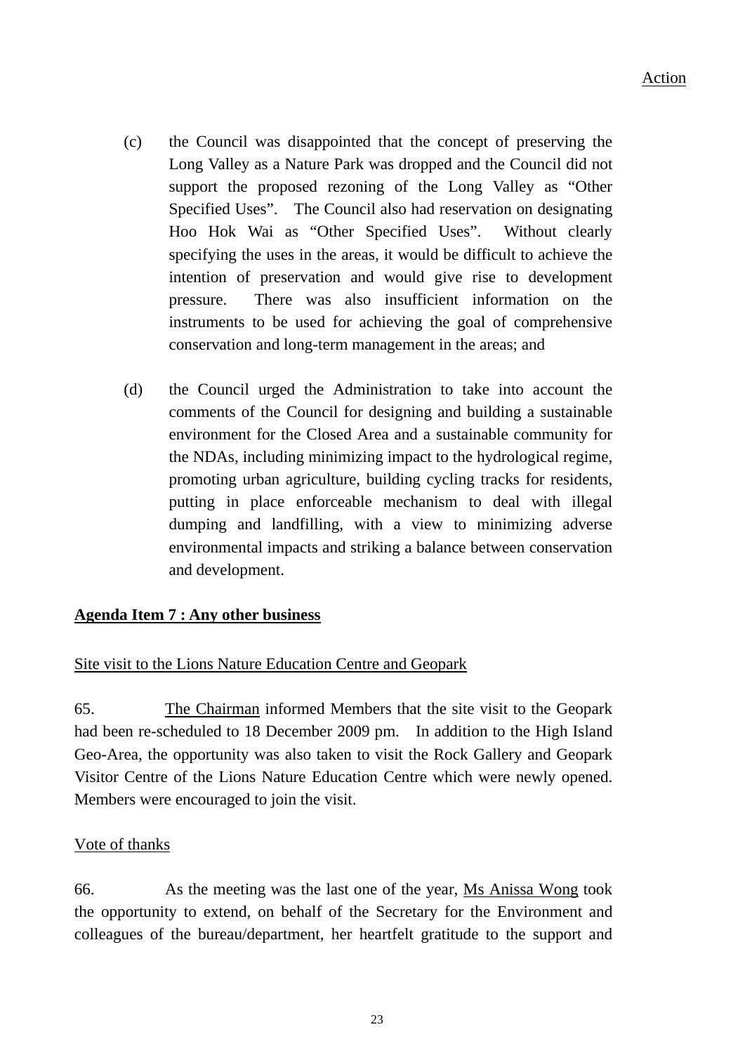Action

(c) the Council was disappointed that the concept of preserving the Long Valley as a Nature Park was dropped and the Council did not support the proposed rezoning of the Long Valley as "Other Specified Uses". The Council also had reservation on designating Hoo Hok Wai as "Other Specified Uses". Without clearly specifying the uses in the areas, it would be difficult to achieve the intention of preservation and would give rise to development pressure. There was also insufficient information on the instruments to be used for achieving the goal of comprehensive conservation and long-term management in the areas; and

(d) the Council urged the Administration to take into account the comments of the Council for designing and building a sustainable environment for the Closed Area and a sustainable community for the NDAs, including minimizing impact to the hydrological regime, promoting urban agriculture, building cycling tracks for residents, putting in place enforceable mechanism to deal with illegal dumping and landfilling, with a view to minimizing adverse environmental impacts and striking a balance between conservation and development.

**Agenda Item 7 : Any other business**

Site visit to the Lions Nature Education Centre and Geopark

65. The Chairman informed Members that the site visit to the Geopark had been re-scheduled to 18 December 2009 pm. In addition to the High Island Geo-Area, the opportunity was also taken to visit the Rock Gallery and Geopark Visitor Centre of the Lions Nature Education Centre which were newly opened. Members were encouraged to join the visit.

Vote of thanks

66. As the meeting was the last one of the year, Ms Anissa Wong took the opportunity to extend, on behalf of the Secretary for the Environment and colleagues of the bureau/department, her heartfelt gratitude to the support and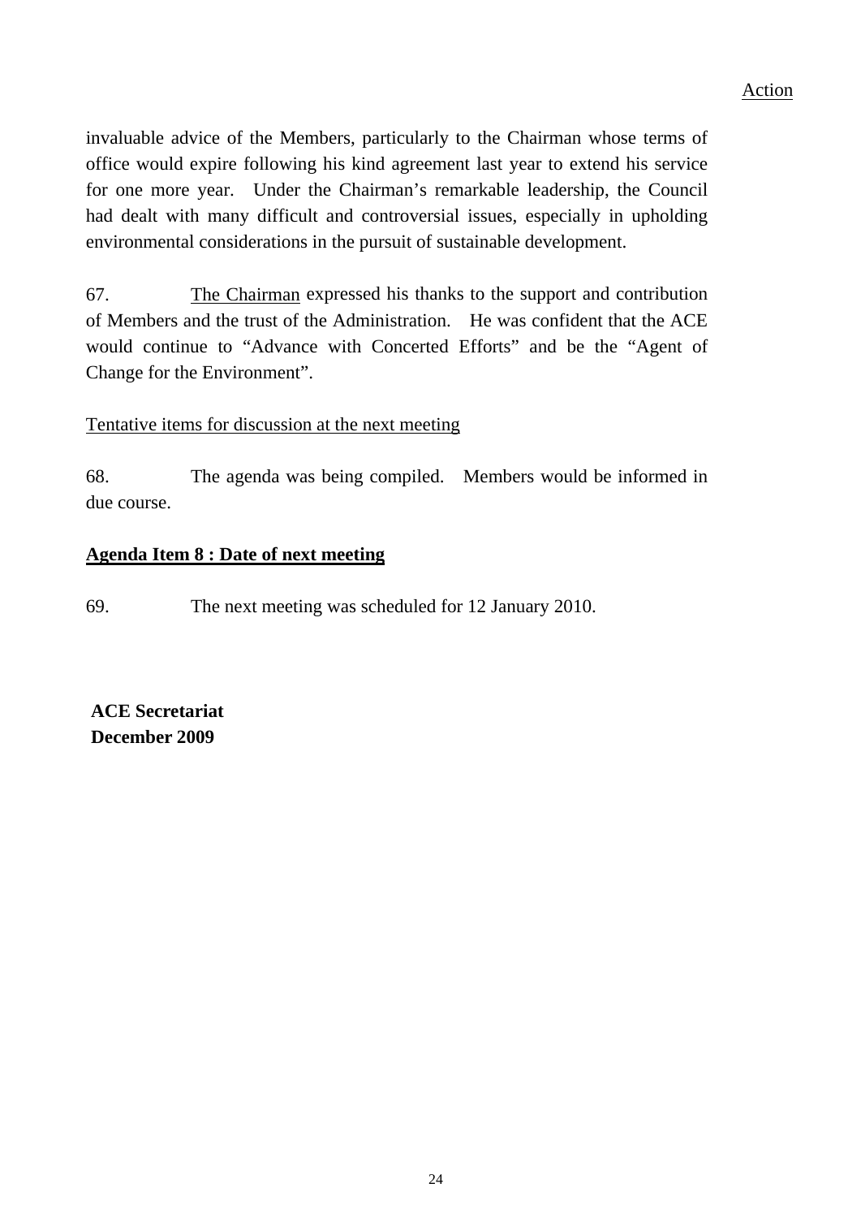Action

invaluable advice of the Members, particularly to the Chairman whose terms of office would expire following his kind agreement last year to extend his service for one more year. Under the Chairman's remarkable leadership, the Council had dealt with many difficult and controversial issues, especially in upholding environmental considerations in the pursuit of sustainable development.

67. The Chairman expressed his thanks to the support and contribution of Members and the trust of the Administration. He was confident that the ACE would continue to "Advance with Concerted Efforts" and be the "Agent of Change for the Environment".

Tentative items for discussion at the next meeting

68. The agenda was being compiled. Members would be informed in due course.

**Agenda Item 8 : Date of next meeting**

69. The next meeting was scheduled for 12 January 2010.

**ACE Secretariat**
**December 2009**